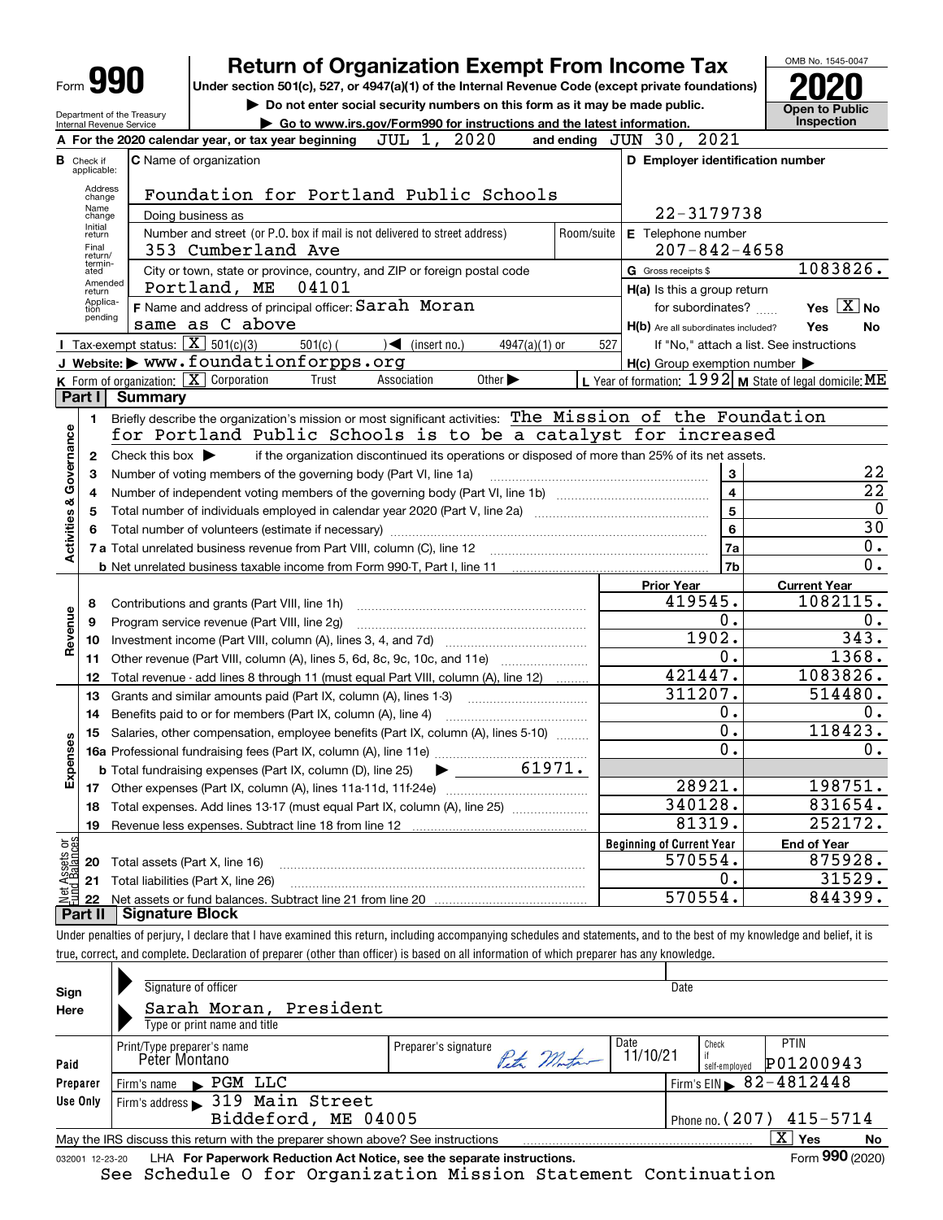# Form 990 — Return of Organization Exempt From Income Tax (2020)

Under section 501(c), 527, or 4947(a)(1) of the Internal Revenue Code (except private foundations)

▶ Do not enter social security numbers on this form as it may be made public.

▶ Go to www.irs.gov/Form990 for instructions and the latest information.

Department of the Treasury, Internal Revenue Service — OMB No. 1545-0047 — Open to Public Inspection

**A** For the 2020 calendar year, or tax year beginning JUL 1, 2020 and ending JUN 30, 2021

**B** Check if applicable: Address change, Name change, Initial return, Final return/terminated, Amended return, Application pending

**C** Name of organization: Foundation for Portland Public Schools

Doing business as

Number and street (or P.O. box if mail is not delivered to street address): 353 Cumberland Ave — Room/suite

City or town, state or province, country, and ZIP or foreign postal code: Portland, ME 04101

**D** Employer identification number: 22-3179738

**E** Telephone number: 207-842-4658

**G** Gross receipts $ 1083826.

**F** Name and address of principal officer: Sarah Moran, same as C above

**H(a)** Is this a group return for subordinates? Yes [X] No

**H(b)** Are all subordinates included? Yes No — If "No," attach a list. See instructions

**H(c)** Group exemption number ▶

**I** Tax-exempt status: [X] 501(c)(3) 501(c) ( ) ◀ (insert no.) 4947(a)(1) or 527

**J** Website: ▶ www.foundationforpps.org

**K** Form of organization: [X] Corporation Trust Association Other ▶

**L** Year of formation: 1992 **M** State of legal domicile: ME

## Part I Summary

**Activities & Governance**

1. Briefly describe the organization's mission or most significant activities: The Mission of the Foundation for Portland Public Schools is to be a catalyst for increased
2. Check this box ▶ if the organization discontinued its operations or disposed of more than 25% of its net assets.

| | | | |
|---|---|---|---|
| 3 | Number of voting members of the governing body (Part VI, line 1a) | 3 | 22 |
| 4 | Number of independent voting members of the governing body (Part VI, line 1b) | 4 | 22 |
| 5 | Total number of individuals employed in calendar year 2020 (Part V, line 2a) | 5 | 0 |
| 6 | Total number of volunteers (estimate if necessary) | 6 | 30 |
| 7a | Total unrelated business revenue from Part VIII, column (C), line 12 | 7a | 0. |
| b | Net unrelated business taxable income from Form 990-T, Part I, line 11 | 7b | 0. |

| | | Prior Year | Current Year |
|---|---|---|---|
| **Revenue** | | | |
| 8 | Contributions and grants (Part VIII, line 1h) | 419545. | 1082115. |
| 9 | Program service revenue (Part VIII, line 2g) | 0. | 0. |
| 10 | Investment income (Part VIII, column (A), lines 3, 4, and 7d) | 1902. | 343. |
| 11 | Other revenue (Part VIII, column (A), lines 5, 6d, 8c, 9c, 10c, and 11e) | 0. | 1368. |
| 12 | Total revenue - add lines 8 through 11 (must equal Part VIII, column (A), line 12) | 421447. | 1083826. |
| **Expenses** | | | |
| 13 | Grants and similar amounts paid (Part IX, column (A), lines 1-3) | 311207. | 514480. |
| 14 | Benefits paid to or for members (Part IX, column (A), line 4) | 0. | 0. |
| 15 | Salaries, other compensation, employee benefits (Part IX, column (A), lines 5-10) | 0. | 118423. |
| 16a | Professional fundraising fees (Part IX, column (A), line 11e) | 0. | 0. |
| b | Total fundraising expenses (Part IX, column (D), line 25) ▶ 61971. | | |
| 17 | Other expenses (Part IX, column (A), lines 11a-11d, 11f-24e) | 28921. | 198751. |
| 18 | Total expenses. Add lines 13-17 (must equal Part IX, column (A), line 25) | 340128. | 831654. |
| 19 | Revenue less expenses. Subtract line 18 from line 12 | 81319. | 252172. |

| **Net Assets or Fund Balances** | | Beginning of Current Year | End of Year |
|---|---|---|---|
| 20 | Total assets (Part X, line 16) | 570554. | 875928. |
| 21 | Total liabilities (Part X, line 26) | 0. | 31529. |
| 22 | Net assets or fund balances. Subtract line 21 from line 20 | 570554. | 844399. |

## Part II Signature Block

Under penalties of perjury, I declare that I have examined this return, including accompanying schedules and statements, and to the best of my knowledge and belief, it is true, correct, and complete. Declaration of preparer (other than officer) is based on all information of which preparer has any knowledge.

**Sign Here**

Signature of officer — Date

Sarah Moran, President

Type or print name and title

**Paid Preparer Use Only**

| Print/Type preparer's name | Preparer's signature | Date | Check if self-employed | PTIN |
|---|---|---|---|---|
| Peter Montano | Peter Montano | 11/10/21 | | P01200943 |

Firm's name ▶ PGM LLC — Firm's EIN ▶ 82-4812448

Firm's address ▶ 319 Main Street, Biddeford, ME 04005 — Phone no. (207) 415-5714

May the IRS discuss this return with the preparer shown above? See instructions [X] Yes No

032001 12-23-20 LHA For Paperwork Reduction Act Notice, see the separate instructions. Form 990 (2020)

See Schedule O for Organization Mission Statement Continuation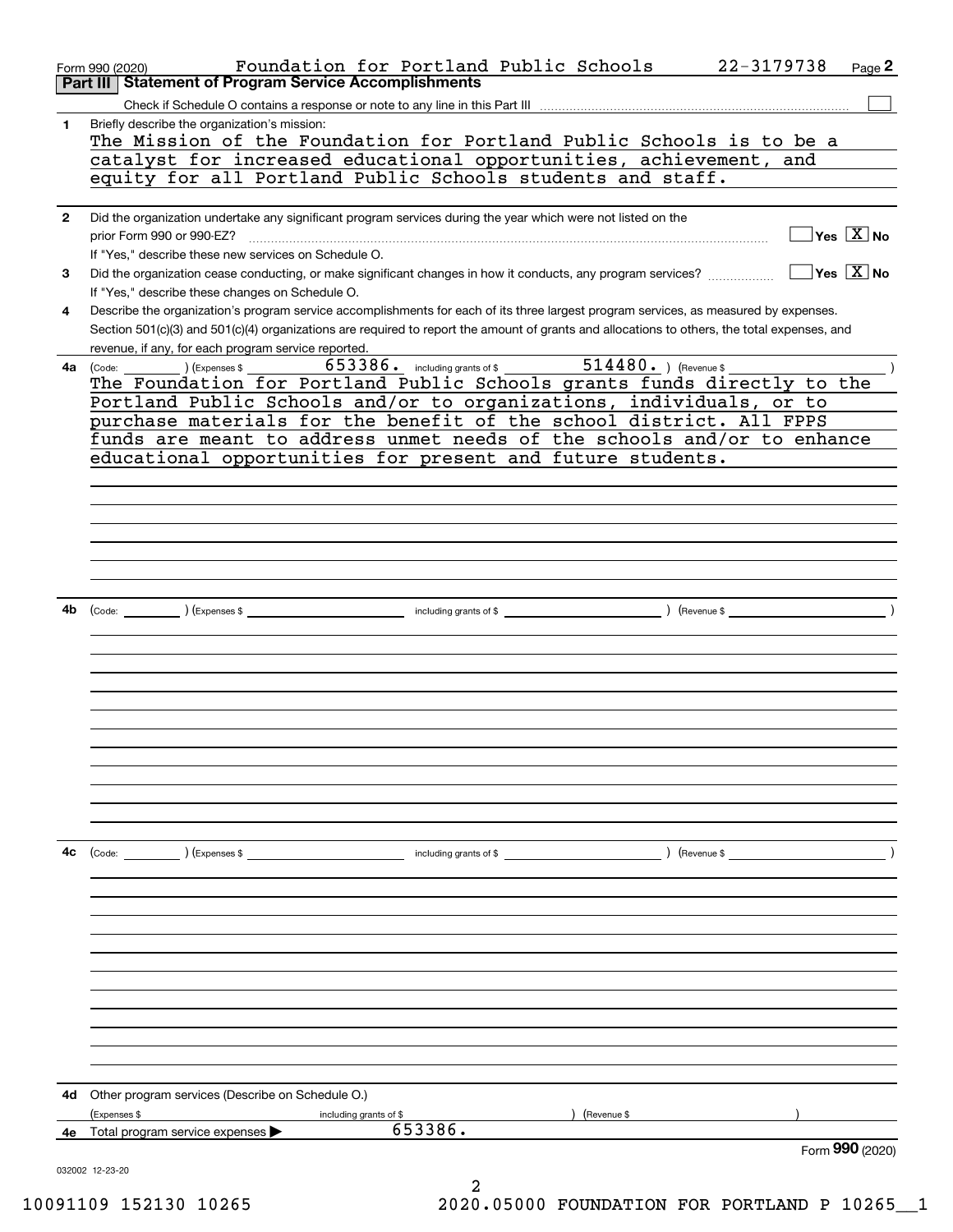Form 990 (2020) Foundation for Portland Public Schools 22-3179738 Page **2**

## Part III Statement of Program Service Accomplishments

Check if Schedule O contains a response or note to any line in this Part III ☐

**1** Briefly describe the organization's mission:

The Mission of the Foundation for Portland Public Schools is to be a catalyst for increased educational opportunities, achievement, and equity for all Portland Public Schools students and staff.

**2** Did the organization undertake any significant program services during the year which were not listed on the prior Form 990 or 990-EZ? ☐ Yes ☒ No

If "Yes," describe these new services on Schedule O.

**3** Did the organization cease conducting, or make significant changes in how it conducts, any program services? ☐ Yes ☒ No

If "Yes," describe these changes on Schedule O.

**4** Describe the organization's program service accomplishments for each of its three largest program services, as measured by expenses. Section 501(c)(3) and 501(c)(4) organizations are required to report the amount of grants and allocations to others, the total expenses, and revenue, if any, for each program service reported.

**4a** (Code: ) (Expenses $ 653386. including grants of $ 514480. ) (Revenue $ )

The Foundation for Portland Public Schools grants funds directly to the Portland Public Schools and/or to organizations, individuals, or to purchase materials for the benefit of the school district. All FPPS funds are meant to address unmet needs of the schools and/or to enhance educational opportunities for present and future students.

**4b** (Code: ) (Expenses $ including grants of $ ) (Revenue $ )

**4c** (Code: ) (Expenses $ including grants of $ ) (Revenue $ )

**4d** Other program services (Describe on Schedule O.)

(Expenses $ including grants of $ ) (Revenue $ )

**4e** Total program service expenses ▶ 653386.

Form **990** (2020)

032002 12-23-20

10091109 152130 10265 2020.05000 FOUNDATION FOR PORTLAND P 10265__1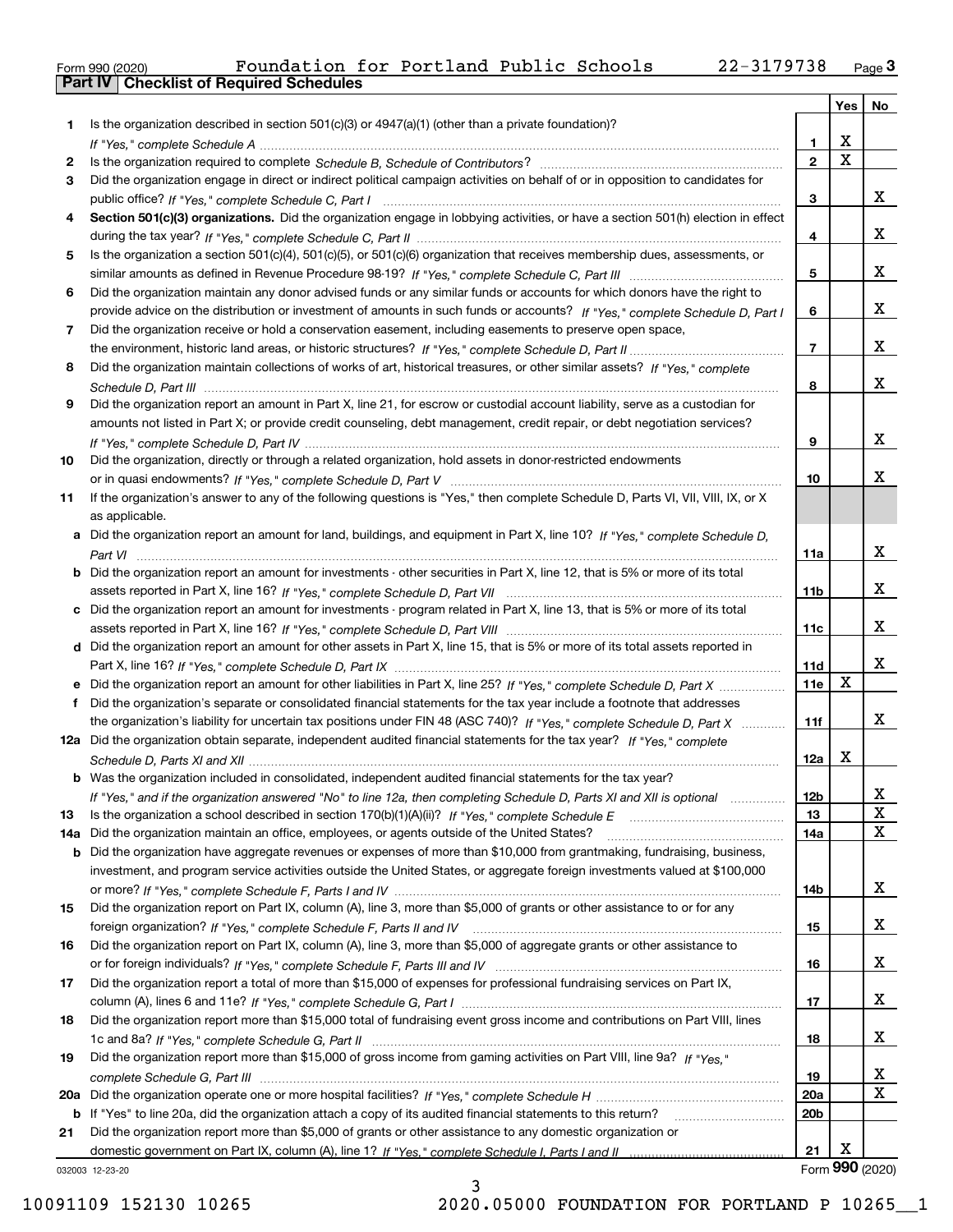Form 990 (2020) Foundation for Portland Public Schools 22-3179738

## Part IV | Checklist of Required Schedules

| | | | Yes | No |
|---|---|---|---|---|
| 1 | Is the organization described in section 501(c)(3) or 4947(a)(1) (other than a private foundation)? *If "Yes," complete Schedule A* | 1 | X | |
| 2 | Is the organization required to complete *Schedule B, Schedule of Contributors*? | 2 | X | |
| 3 | Did the organization engage in direct or indirect political campaign activities on behalf of or in opposition to candidates for public office? *If "Yes," complete Schedule C, Part I* | 3 | | X |
| 4 | **Section 501(c)(3) organizations.** Did the organization engage in lobbying activities, or have a section 501(h) election in effect during the tax year? *If "Yes," complete Schedule C, Part II* | 4 | | X |
| 5 | Is the organization a section 501(c)(4), 501(c)(5), or 501(c)(6) organization that receives membership dues, assessments, or similar amounts as defined in Revenue Procedure 98-19? *If "Yes," complete Schedule C, Part III* | 5 | | X |
| 6 | Did the organization maintain any donor advised funds or any similar funds or accounts for which donors have the right to provide advice on the distribution or investment of amounts in such funds or accounts? *If "Yes," complete Schedule D, Part I* | 6 | | X |
| 7 | Did the organization receive or hold a conservation easement, including easements to preserve open space, the environment, historic land areas, or historic structures? *If "Yes," complete Schedule D, Part II* | 7 | | X |
| 8 | Did the organization maintain collections of works of art, historical treasures, or other similar assets? *If "Yes," complete Schedule D, Part III* | 8 | | X |
| 9 | Did the organization report an amount in Part X, line 21, for escrow or custodial account liability, serve as a custodian for amounts not listed in Part X; or provide credit counseling, debt management, credit repair, or debt negotiation services? *If "Yes," complete Schedule D, Part IV* | 9 | | X |
| 10 | Did the organization, directly or through a related organization, hold assets in donor-restricted endowments or in quasi endowments? *If "Yes," complete Schedule D, Part V* | 10 | | X |
| 11 | If the organization's answer to any of the following questions is "Yes," then complete Schedule D, Parts VI, VII, VIII, IX, or X as applicable. | | | |
| a | Did the organization report an amount for land, buildings, and equipment in Part X, line 10? *If "Yes," complete Schedule D, Part VI* | 11a | | X |
| b | Did the organization report an amount for investments - other securities in Part X, line 12, that is 5% or more of its total assets reported in Part X, line 16? *If "Yes," complete Schedule D, Part VII* | 11b | | X |
| c | Did the organization report an amount for investments - program related in Part X, line 13, that is 5% or more of its total assets reported in Part X, line 16? *If "Yes," complete Schedule D, Part VIII* | 11c | | X |
| d | Did the organization report an amount for other assets in Part X, line 15, that is 5% or more of its total assets reported in Part X, line 16? *If "Yes," complete Schedule D, Part IX* | 11d | | X |
| e | Did the organization report an amount for other liabilities in Part X, line 25? *If "Yes," complete Schedule D, Part X* | 11e | X | |
| f | Did the organization's separate or consolidated financial statements for the tax year include a footnote that addresses the organization's liability for uncertain tax positions under FIN 48 (ASC 740)? *If "Yes," complete Schedule D, Part X* | 11f | | X |
| 12a | Did the organization obtain separate, independent audited financial statements for the tax year? *If "Yes," complete Schedule D, Parts XI and XII* | 12a | X | |
| b | Was the organization included in consolidated, independent audited financial statements for the tax year? *If "Yes," and if the organization answered "No" to line 12a, then completing Schedule D, Parts XI and XII is optional* | 12b | | X |
| 13 | Is the organization a school described in section 170(b)(1)(A)(ii)? *If "Yes," complete Schedule E* | 13 | | X |
| 14a | Did the organization maintain an office, employees, or agents outside of the United States? | 14a | | X |
| b | Did the organization have aggregate revenues or expenses of more than $10,000 from grantmaking, fundraising, business, investment, and program service activities outside the United States, or aggregate foreign investments valued at $100,000 or more? *If "Yes," complete Schedule F, Parts I and IV* | 14b | | X |
| 15 | Did the organization report on Part IX, column (A), line 3, more than $5,000 of grants or other assistance to or for any foreign organization? *If "Yes," complete Schedule F, Parts II and IV* | 15 | | X |
| 16 | Did the organization report on Part IX, column (A), line 3, more than $5,000 of aggregate grants or other assistance to or for foreign individuals? *If "Yes," complete Schedule F, Parts III and IV* | 16 | | X |
| 17 | Did the organization report a total of more than $15,000 of expenses for professional fundraising services on Part IX, column (A), lines 6 and 11e? *If "Yes," complete Schedule G, Part I* | 17 | | X |
| 18 | Did the organization report more than $15,000 total of fundraising event gross income and contributions on Part VIII, lines 1c and 8a? *If "Yes," complete Schedule G, Part II* | 18 | | X |
| 19 | Did the organization report more than $15,000 of gross income from gaming activities on Part VIII, line 9a? *If "Yes," complete Schedule G, Part III* | 19 | | X |
| 20a | Did the organization operate one or more hospital facilities? *If "Yes," complete Schedule H* | 20a | | X |
| b | If "Yes" to line 20a, did the organization attach a copy of its audited financial statements to this return? | 20b | | |
| 21 | Did the organization report more than $5,000 of grants or other assistance to any domestic organization or domestic government on Part IX, column (A), line 1? *If "Yes," complete Schedule I, Parts I and II* | 21 | X | |

032003 12-23-20

Form **990** (2020)

10091109 152130 10265 2020.05000 FOUNDATION FOR PORTLAND P 10265__1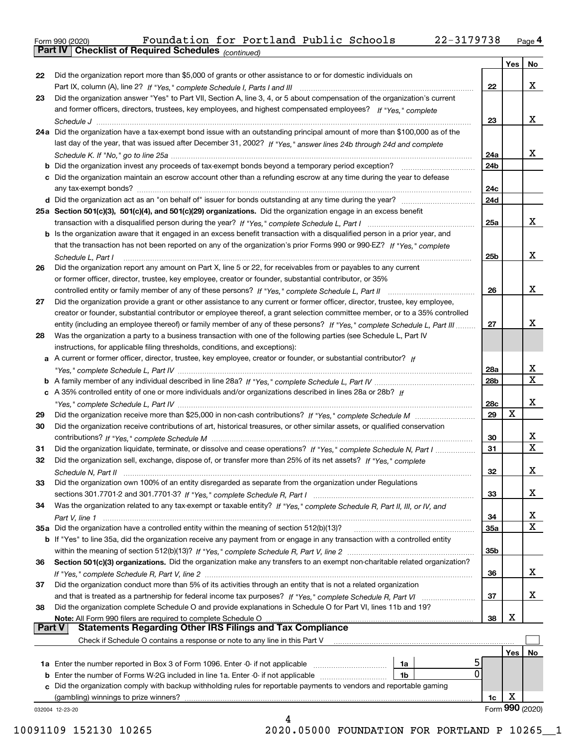Form 990 (2020) Foundation for Portland Public Schools 22-3179738 Page 4

**Part IV Checklist of Required Schedules** *(continued)*

| | | | Yes | No |
|---|---|---|---|---|
| 22 | Did the organization report more than $5,000 of grants or other assistance to or for domestic individuals on Part IX, column (A), line 2? *If "Yes," complete Schedule I, Parts I and III* | 22 | | X |
| 23 | Did the organization answer "Yes" to Part VII, Section A, line 3, 4, or 5 about compensation of the organization's current and former officers, directors, trustees, key employees, and highest compensated employees? *If "Yes," complete Schedule J* | 23 | | X |
| 24a | Did the organization have a tax-exempt bond issue with an outstanding principal amount of more than $100,000 as of the last day of the year, that was issued after December 31, 2002? *If "Yes," answer lines 24b through 24d and complete Schedule K. If "No," go to line 25a* | 24a | | X |
| b | Did the organization invest any proceeds of tax-exempt bonds beyond a temporary period exception? | 24b | | |
| c | Did the organization maintain an escrow account other than a refunding escrow at any time during the year to defease any tax-exempt bonds? | 24c | | |
| d | Did the organization act as an "on behalf of" issuer for bonds outstanding at any time during the year? | 24d | | |
| 25a | **Section 501(c)(3), 501(c)(4), and 501(c)(29) organizations.** Did the organization engage in an excess benefit transaction with a disqualified person during the year? *If "Yes," complete Schedule L, Part I* | 25a | | X |
| b | Is the organization aware that it engaged in an excess benefit transaction with a disqualified person in a prior year, and that the transaction has not been reported on any of the organization's prior Forms 990 or 990-EZ? *If "Yes," complete Schedule L, Part I* | 25b | | X |
| 26 | Did the organization report any amount on Part X, line 5 or 22, for receivables from or payables to any current or former officer, director, trustee, key employee, creator or founder, substantial contributor, or 35% controlled entity or family member of any of these persons? *If "Yes," complete Schedule L, Part II* | 26 | | X |
| 27 | Did the organization provide a grant or other assistance to any current or former officer, director, trustee, key employee, creator or founder, substantial contributor or employee thereof, a grant selection committee member, or to a 35% controlled entity (including an employee thereof) or family member of any of these persons? *If "Yes," complete Schedule L, Part III* | 27 | | X |
| 28 | Was the organization a party to a business transaction with one of the following parties (see Schedule L, Part IV instructions, for applicable filing thresholds, conditions, and exceptions): | | | |
| a | A current or former officer, director, trustee, key employee, creator or founder, or substantial contributor? *If "Yes," complete Schedule L, Part IV* | 28a | | X |
| b | A family member of any individual described in line 28a? *If "Yes," complete Schedule L, Part IV* | 28b | | X |
| c | A 35% controlled entity of one or more individuals and/or organizations described in lines 28a or 28b? *If "Yes," complete Schedule L, Part IV* | 28c | | X |
| 29 | Did the organization receive more than $25,000 in non-cash contributions? *If "Yes," complete Schedule M* | 29 | X | |
| 30 | Did the organization receive contributions of art, historical treasures, or other similar assets, or qualified conservation contributions? *If "Yes," complete Schedule M* | 30 | | X |
| 31 | Did the organization liquidate, terminate, or dissolve and cease operations? *If "Yes," complete Schedule N, Part I* | 31 | | X |
| 32 | Did the organization sell, exchange, dispose of, or transfer more than 25% of its net assets? *If "Yes," complete Schedule N, Part II* | 32 | | X |
| 33 | Did the organization own 100% of an entity disregarded as separate from the organization under Regulations sections 301.7701-2 and 301.7701-3? *If "Yes," complete Schedule R, Part I* | 33 | | X |
| 34 | Was the organization related to any tax-exempt or taxable entity? *If "Yes," complete Schedule R, Part II, III, or IV, and Part V, line 1* | 34 | | X |
| 35a | Did the organization have a controlled entity within the meaning of section 512(b)(13)? | 35a | | X |
| b | If "Yes" to line 35a, did the organization receive any payment from or engage in any transaction with a controlled entity within the meaning of section 512(b)(13)? *If "Yes," complete Schedule R, Part V, line 2* | 35b | | |
| 36 | **Section 501(c)(3) organizations.** Did the organization make any transfers to an exempt non-charitable related organization? *If "Yes," complete Schedule R, Part V, line 2* | 36 | | X |
| 37 | Did the organization conduct more than 5% of its activities through an entity that is not a related organization and that is treated as a partnership for federal income tax purposes? *If "Yes," complete Schedule R, Part VI* | 37 | | X |
| 38 | Did the organization complete Schedule O and provide explanations in Schedule O for Part VI, lines 11b and 19? **Note:** All Form 990 filers are required to complete Schedule O | 38 | X | |

**Part V Statements Regarding Other IRS Filings and Tax Compliance**

Check if Schedule O contains a response or note to any line in this Part V ☐

| | | | | | Yes | No |
|---|---|---|---|---|---|---|
| 1a | Enter the number reported in Box 3 of Form 1096. Enter -0- if not applicable | 1a | 5 | | | |
| b | Enter the number of Forms W-2G included in line 1a. Enter -0- if not applicable | 1b | 0 | | | |
| c | Did the organization comply with backup withholding rules for reportable payments to vendors and reportable gaming (gambling) winnings to prize winners? | | | 1c | X | |

032004 12-23-20 Form **990** (2020)

10091109 152130 10265 2020.05000 FOUNDATION FOR PORTLAND P 10265__1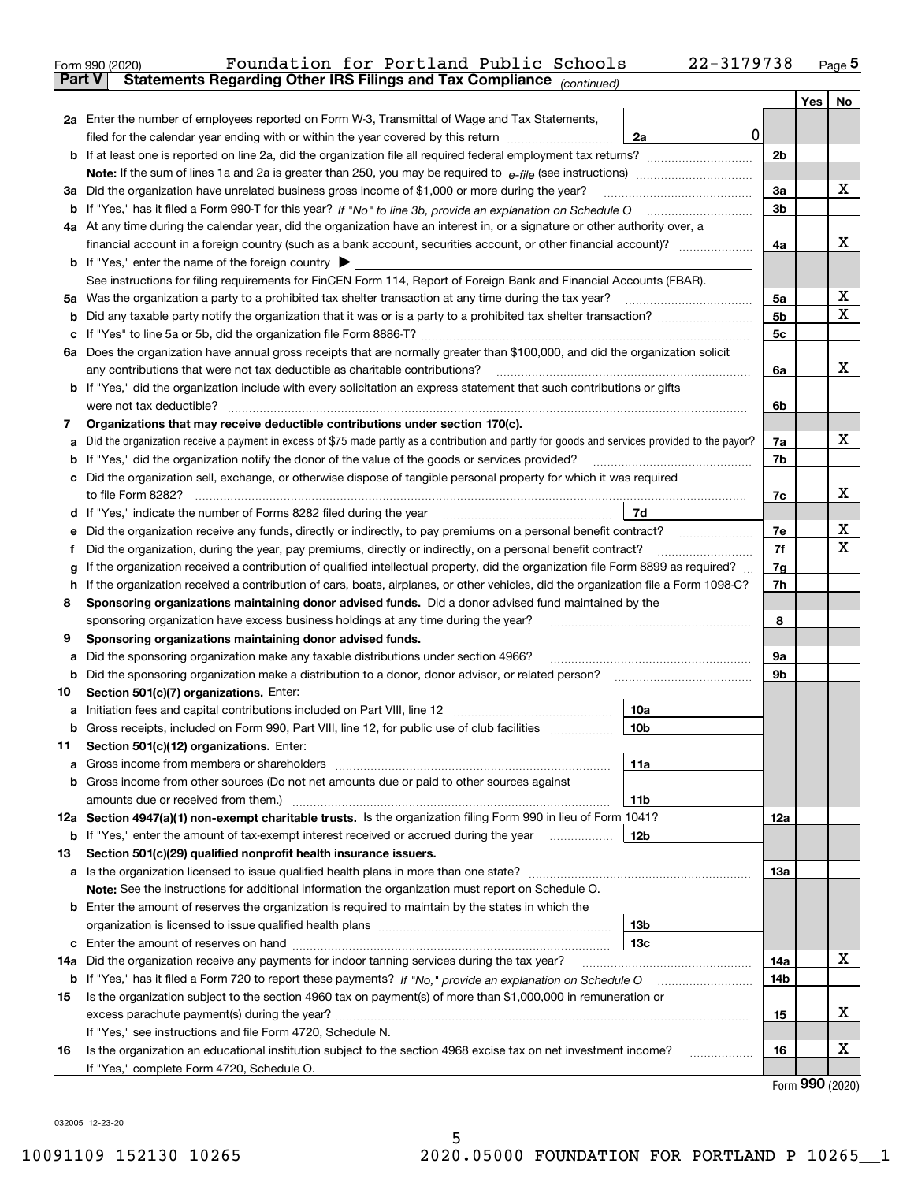Form 990 (2020) Foundation for Portland Public Schools 22-3179738 Page 5

## Part V Statements Regarding Other IRS Filings and Tax Compliance *(continued)*

| | | | | Yes | No |
|---|---|---|---|---|---|
| **2a** | Enter the number of employees reported on Form W-3, Transmittal of Wage and Tax Statements, filed for the calendar year ending with or within the year covered by this return | 2a | 0 | | |
| **b** | If at least one is reported on line 2a, did the organization file all required federal employment tax returns? | | 2b | | |
| | **Note:** If the sum of lines 1a and 2a is greater than 250, you may be required to *e-file* (see instructions) | | | | |
| **3a** | Did the organization have unrelated business gross income of $1,000 or more during the year? | | 3a | | X |
| **b** | If "Yes," has it filed a Form 990-T for this year? *If "No" to line 3b, provide an explanation on Schedule O* | | 3b | | |
| **4a** | At any time during the calendar year, did the organization have an interest in, or a signature or other authority over, a financial account in a foreign country (such as a bank account, securities account, or other financial account)? | | 4a | | X |
| **b** | If "Yes," enter the name of the foreign country ▶ | | | | |
| | See instructions for filing requirements for FinCEN Form 114, Report of Foreign Bank and Financial Accounts (FBAR). | | | | |
| **5a** | Was the organization a party to a prohibited tax shelter transaction at any time during the tax year? | | 5a | | X |
| **b** | Did any taxable party notify the organization that it was or is a party to a prohibited tax shelter transaction? | | 5b | | X |
| **c** | If "Yes" to line 5a or 5b, did the organization file Form 8886-T? | | 5c | | |
| **6a** | Does the organization have annual gross receipts that are normally greater than $100,000, and did the organization solicit any contributions that were not tax deductible as charitable contributions? | | 6a | | X |
| **b** | If "Yes," did the organization include with every solicitation an express statement that such contributions or gifts were not tax deductible? | | 6b | | |
| **7** | **Organizations that may receive deductible contributions under section 170(c).** | | | | |
| **a** | Did the organization receive a payment in excess of $75 made partly as a contribution and partly for goods and services provided to the payor? | | 7a | | X |
| **b** | If "Yes," did the organization notify the donor of the value of the goods or services provided? | | 7b | | |
| **c** | Did the organization sell, exchange, or otherwise dispose of tangible personal property for which it was required to file Form 8282? | | 7c | | X |
| **d** | If "Yes," indicate the number of Forms 8282 filed during the year | 7d | | | |
| **e** | Did the organization receive any funds, directly or indirectly, to pay premiums on a personal benefit contract? | | 7e | | X |
| **f** | Did the organization, during the year, pay premiums, directly or indirectly, on a personal benefit contract? | | 7f | | X |
| **g** | If the organization received a contribution of qualified intellectual property, did the organization file Form 8899 as required? | | 7g | | |
| **h** | If the organization received a contribution of cars, boats, airplanes, or other vehicles, did the organization file a Form 1098-C? | | 7h | | |
| **8** | **Sponsoring organizations maintaining donor advised funds.** Did a donor advised fund maintained by the sponsoring organization have excess business holdings at any time during the year? | | 8 | | |
| **9** | **Sponsoring organizations maintaining donor advised funds.** | | | | |
| **a** | Did the sponsoring organization make any taxable distributions under section 4966? | | 9a | | |
| **b** | Did the sponsoring organization make a distribution to a donor, donor advisor, or related person? | | 9b | | |
| **10** | **Section 501(c)(7) organizations.** Enter: | | | | |
| **a** | Initiation fees and capital contributions included on Part VIII, line 12 | 10a | | | |
| **b** | Gross receipts, included on Form 990, Part VIII, line 12, for public use of club facilities | 10b | | | |
| **11** | **Section 501(c)(12) organizations.** Enter: | | | | |
| **a** | Gross income from members or shareholders | 11a | | | |
| **b** | Gross income from other sources (Do not net amounts due or paid to other sources against amounts due or received from them.) | 11b | | | |
| **12a** | **Section 4947(a)(1) non-exempt charitable trusts.** Is the organization filing Form 990 in lieu of Form 1041? | | 12a | | |
| **b** | If "Yes," enter the amount of tax-exempt interest received or accrued during the year | 12b | | | |
| **13** | **Section 501(c)(29) qualified nonprofit health insurance issuers.** | | | | |
| **a** | Is the organization licensed to issue qualified health plans in more than one state? | | 13a | | |
| | **Note:** See the instructions for additional information the organization must report on Schedule O. | | | | |
| **b** | Enter the amount of reserves the organization is required to maintain by the states in which the organization is licensed to issue qualified health plans | 13b | | | |
| **c** | Enter the amount of reserves on hand | 13c | | | |
| **14a** | Did the organization receive any payments for indoor tanning services during the tax year? | | 14a | | X |
| **b** | If "Yes," has it filed a Form 720 to report these payments? *If "No," provide an explanation on Schedule O* | | 14b | | |
| **15** | Is the organization subject to the section 4960 tax on payment(s) of more than $1,000,000 in remuneration or excess parachute payment(s) during the year? | | 15 | | X |
| | If "Yes," see instructions and file Form 4720, Schedule N. | | | | |
| **16** | Is the organization an educational institution subject to the section 4968 excise tax on net investment income? | | 16 | | X |
| | If "Yes," complete Form 4720, Schedule O. | | | | |

Form **990** (2020)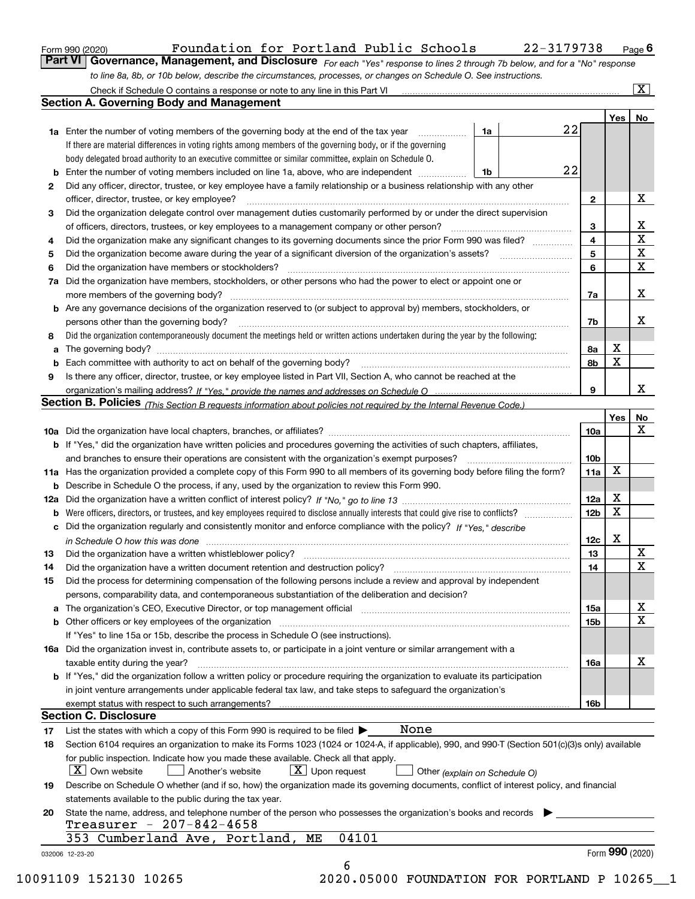Form 990 (2020) Foundation for Portland Public Schools 22-3179738 Page **6**

## Part VI Governance, Management, and Disclosure

*For each "Yes" response to lines 2 through 7b below, and for a "No" response to line 8a, 8b, or 10b below, describe the circumstances, processes, or changes on Schedule O. See instructions.*

Check if Schedule O contains a response or note to any line in this Part VI ..... [X]

### Section A. Governing Body and Management

| | | | | Yes | No |
|---|---|---|---|---|---|
| **1a** | Enter the number of voting members of the governing body at the end of the tax year ..... **1a** | 22 | | | |
| | If there are material differences in voting rights among members of the governing body, or if the governing body delegated broad authority to an executive committee or similar committee, explain on Schedule O. | | | | |
| **b** | Enter the number of voting members included on line 1a, above, who are independent ..... **1b** | 22 | | | |
| **2** | Did any officer, director, trustee, or key employee have a family relationship or a business relationship with any other officer, director, trustee, or key employee? | | **2** | | X |
| **3** | Did the organization delegate control over management duties customarily performed by or under the direct supervision of officers, directors, trustees, or key employees to a management company or other person? | | **3** | | X |
| **4** | Did the organization make any significant changes to its governing documents since the prior Form 990 was filed? | | **4** | | X |
| **5** | Did the organization become aware during the year of a significant diversion of the organization's assets? | | **5** | | X |
| **6** | Did the organization have members or stockholders? | | **6** | | X |
| **7a** | Did the organization have members, stockholders, or other persons who had the power to elect or appoint one or more members of the governing body? | | **7a** | | X |
| **b** | Are any governance decisions of the organization reserved to (or subject to approval by) members, stockholders, or persons other than the governing body? | | **7b** | | X |
| **8** | Did the organization contemporaneously document the meetings held or written actions undertaken during the year by the following: | | | | |
| **a** | The governing body? | | **8a** | X | |
| **b** | Each committee with authority to act on behalf of the governing body? | | **8b** | X | |
| **9** | Is there any officer, director, trustee, or key employee listed in Part VII, Section A, who cannot be reached at the organization's mailing address? *If "Yes," provide the names and addresses on Schedule O* | | **9** | | X |

### Section B. Policies *(This Section B requests information about policies not required by the Internal Revenue Code.)*

| | | | Yes | No |
|---|---|---|---|---|
| **10a** | Did the organization have local chapters, branches, or affiliates? | **10a** | | X |
| **b** | If "Yes," did the organization have written policies and procedures governing the activities of such chapters, affiliates, and branches to ensure their operations are consistent with the organization's exempt purposes? | **10b** | | |
| **11a** | Has the organization provided a complete copy of this Form 990 to all members of its governing body before filing the form? | **11a** | X | |
| **b** | Describe in Schedule O the process, if any, used by the organization to review this Form 990. | | | |
| **12a** | Did the organization have a written conflict of interest policy? *If "No," go to line 13* | **12a** | X | |
| **b** | Were officers, directors, or trustees, and key employees required to disclose annually interests that could give rise to conflicts? | **12b** | X | |
| **c** | Did the organization regularly and consistently monitor and enforce compliance with the policy? *If "Yes," describe in Schedule O how this was done* | **12c** | X | |
| **13** | Did the organization have a written whistleblower policy? | **13** | | X |
| **14** | Did the organization have a written document retention and destruction policy? | **14** | | X |
| **15** | Did the process for determining compensation of the following persons include a review and approval by independent persons, comparability data, and contemporaneous substantiation of the deliberation and decision? | | | |
| **a** | The organization's CEO, Executive Director, or top management official | **15a** | | X |
| **b** | Other officers or key employees of the organization | **15b** | | X |
| | If "Yes" to line 15a or 15b, describe the process in Schedule O (see instructions). | | | |
| **16a** | Did the organization invest in, contribute assets to, or participate in a joint venture or similar arrangement with a taxable entity during the year? | **16a** | | X |
| **b** | If "Yes," did the organization follow a written policy or procedure requiring the organization to evaluate its participation in joint venture arrangements under applicable federal tax law, and take steps to safeguard the organization's exempt status with respect to such arrangements? | **16b** | | |

### Section C. Disclosure

**17** List the states with which a copy of this Form 990 is required to be filed ▶ None

**18** Section 6104 requires an organization to make its Forms 1023 (1024 or 1024-A, if applicable), 990, and 990-T (Section 501(c)(3)s only) available for public inspection. Indicate how you made these available. Check all that apply.

[X] Own website  [ ] Another's website  [X] Upon request  [ ] Other *(explain on Schedule O)*

**19** Describe on Schedule O whether (and if so, how) the organization made its governing documents, conflict of interest policy, and financial statements available to the public during the tax year.

**20** State the name, address, and telephone number of the person who possesses the organization's books and records ▶

Treasurer - 207-842-4658

353 Cumberland Ave, Portland, ME 04101

032006 12-23-20

Form **990** (2020)

10091109 152130 10265 2020.05000 FOUNDATION FOR PORTLAND P 10265__1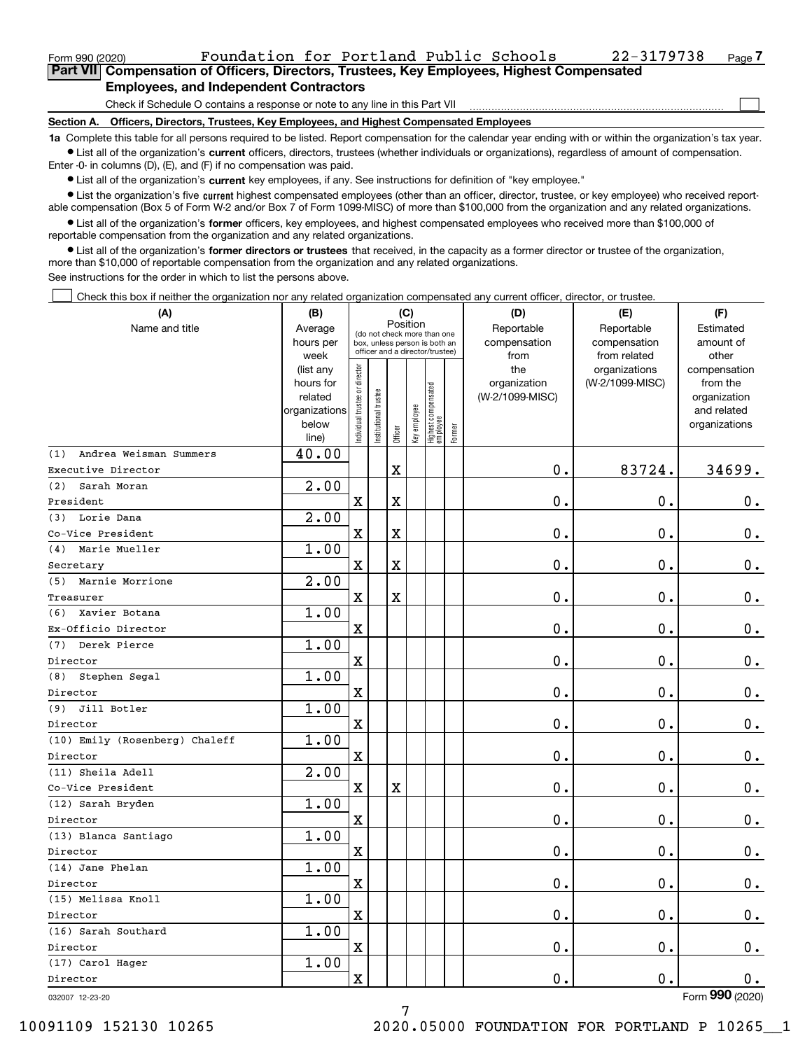Form 990 (2020) Foundation for Portland Public Schools 22-3179738 Page 7

## Part VII Compensation of Officers, Directors, Trustees, Key Employees, Highest Compensated Employees, and Independent Contractors

Check if Schedule O contains a response or note to any line in this Part VII ☐

**Section A. Officers, Directors, Trustees, Key Employees, and Highest Compensated Employees**

**1a** Complete this table for all persons required to be listed. Report compensation for the calendar year ending with or within the organization's tax year.

- List all of the organization's **current** officers, directors, trustees (whether individuals or organizations), regardless of amount of compensation. Enter -0- in columns (D), (E), and (F) if no compensation was paid.
- List all of the organization's **current** key employees, if any. See instructions for definition of "key employee."
- List the organization's five **current** highest compensated employees (other than an officer, director, trustee, or key employee) who received reportable compensation (Box 5 of Form W-2 and/or Box 7 of Form 1099-MISC) of more than $100,000 from the organization and any related organizations.
- List all of the organization's **former** officers, key employees, and highest compensated employees who received more than $100,000 of reportable compensation from the organization and any related organizations.
- List all of the organization's **former directors or trustees** that received, in the capacity as a former director or trustee of the organization, more than $10,000 of reportable compensation from the organization and any related organizations.

See instructions for the order in which to list the persons above.

☐ Check this box if neither the organization nor any related organization compensated any current officer, director, or trustee.

| (A) Name and title | (B) Average hours per week (list any hours for related organizations below line) | (C) Position: Individual trustee or director | Institutional trustee | Officer | Key employee | Highest compensated employee | Former | (D) Reportable compensation from the organization (W-2/1099-MISC) | (E) Reportable compensation from related organizations (W-2/1099-MISC) | (F) Estimated amount of other compensation from the organization and related organizations |
|---|---|---|---|---|---|---|---|---|---|---|
| (1) Andrea Weisman Summers<br>Executive Director | 40.00 | | | X | | | | 0. | 83724. | 34699. |
| (2) Sarah Moran<br>President | 2.00 | X | | X | | | | 0. | 0. | 0. |
| (3) Lorie Dana<br>Co-Vice President | 2.00 | X | | X | | | | 0. | 0. | 0. |
| (4) Marie Mueller<br>Secretary | 1.00 | X | | X | | | | 0. | 0. | 0. |
| (5) Marnie Morrione<br>Treasurer | 2.00 | X | | X | | | | 0. | 0. | 0. |
| (6) Xavier Botana<br>Ex-Officio Director | 1.00 | X | | | | | | 0. | 0. | 0. |
| (7) Derek Pierce<br>Director | 1.00 | X | | | | | | 0. | 0. | 0. |
| (8) Stephen Segal<br>Director | 1.00 | X | | | | | | 0. | 0. | 0. |
| (9) Jill Botler<br>Director | 1.00 | X | | | | | | 0. | 0. | 0. |
| (10) Emily (Rosenberg) Chaleff<br>Director | 1.00 | X | | | | | | 0. | 0. | 0. |
| (11) Sheila Adell<br>Co-Vice President | 2.00 | X | | X | | | | 0. | 0. | 0. |
| (12) Sarah Bryden<br>Director | 1.00 | X | | | | | | 0. | 0. | 0. |
| (13) Blanca Santiago<br>Director | 1.00 | X | | | | | | 0. | 0. | 0. |
| (14) Jane Phelan<br>Director | 1.00 | X | | | | | | 0. | 0. | 0. |
| (15) Melissa Knoll<br>Director | 1.00 | X | | | | | | 0. | 0. | 0. |
| (16) Sarah Southard<br>Director | 1.00 | X | | | | | | 0. | 0. | 0. |
| (17) Carol Hager<br>Director | 1.00 | X | | | | | | 0. | 0. | 0. |

032007 12-23-20 Form **990** (2020)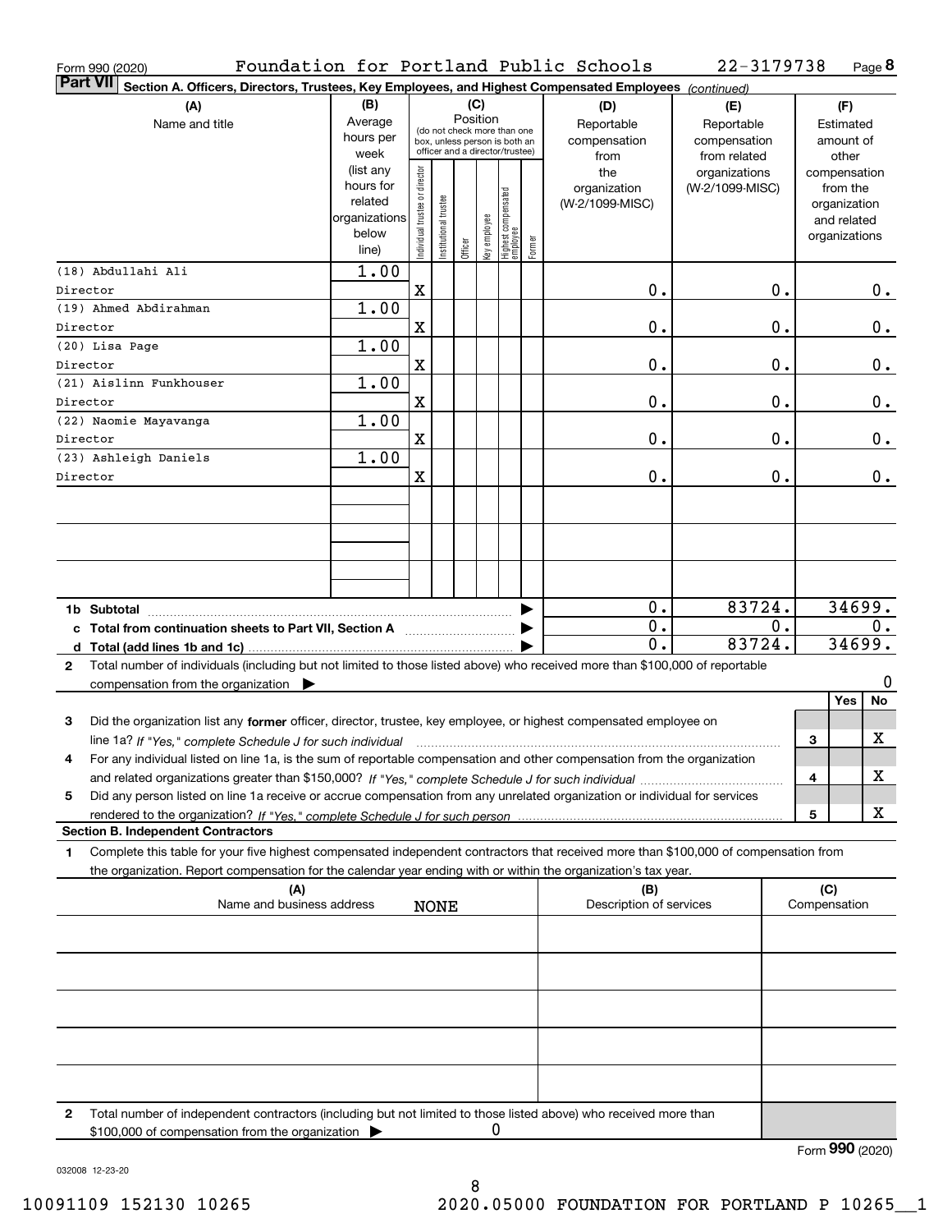Form 990 (2020) Foundation for Portland Public Schools 22-3179738 Page 8

**Part VII Section A. Officers, Directors, Trustees, Key Employees, and Highest Compensated Employees** *(continued)*

| (A) Name and title | (B) Average hours per week (list any hours for related organizations below line) | (C) Position: Individual trustee or director | Institutional trustee | Officer | Key employee | Highest compensated employee | Former | (D) Reportable compensation from the organization (W-2/1099-MISC) | (E) Reportable compensation from related organizations (W-2/1099-MISC) | (F) Estimated amount of other compensation from the organization and related organizations |
|---|---|---|---|---|---|---|---|---|---|---|
| (18) Abdullahi Ali<br>Director | 1.00 | X | | | | | | 0. | 0. | 0. |
| (19) Ahmed Abdirahman<br>Director | 1.00 | X | | | | | | 0. | 0. | 0. |
| (20) Lisa Page<br>Director | 1.00 | X | | | | | | 0. | 0. | 0. |
| (21) Aislinn Funkhouser<br>Director | 1.00 | X | | | | | | 0. | 0. | 0. |
| (22) Naomie Mayavanga<br>Director | 1.00 | X | | | | | | 0. | 0. | 0. |
| (23) Ashleigh Daniels<br>Director | 1.00 | X | | | | | | 0. | 0. | 0. |
| 1b Subtotal | | | | | | | | 0. | 83724. | 34699. |
| c Total from continuation sheets to Part VII, Section A | | | | | | | | 0. | 0. | 0. |
| d Total (add lines 1b and 1c) | | | | | | | | 0. | 83724. | 34699. |

2 Total number of individuals (including but not limited to those listed above) who received more than $100,000 of reportable compensation from the organization ▶ 0

| | | Yes | No |
|---|---|---|---|
| 3 Did the organization list any **former** officer, director, trustee, key employee, or highest compensated employee on line 1a? *If "Yes," complete Schedule J for such individual* | 3 | | X |
| 4 For any individual listed on line 1a, is the sum of reportable compensation and other compensation from the organization and related organizations greater than $150,000? *If "Yes," complete Schedule J for such individual* | 4 | | X |
| 5 Did any person listed on line 1a receive or accrue compensation from any unrelated organization or individual for services rendered to the organization? *If "Yes," complete Schedule J for such person* | 5 | | X |

**Section B. Independent Contractors**

1 Complete this table for your five highest compensated independent contractors that received more than $100,000 of compensation from the organization. Report compensation for the calendar year ending with or within the organization's tax year.

| (A) Name and business address | (B) Description of services | (C) Compensation |
|---|---|---|
| NONE | | |
| | | |
| | | |
| | | |
| | | |

2 Total number of independent contractors (including but not limited to those listed above) who received more than $100,000 of compensation from the organization ▶ 0

Form **990** (2020)

032008 12-23-20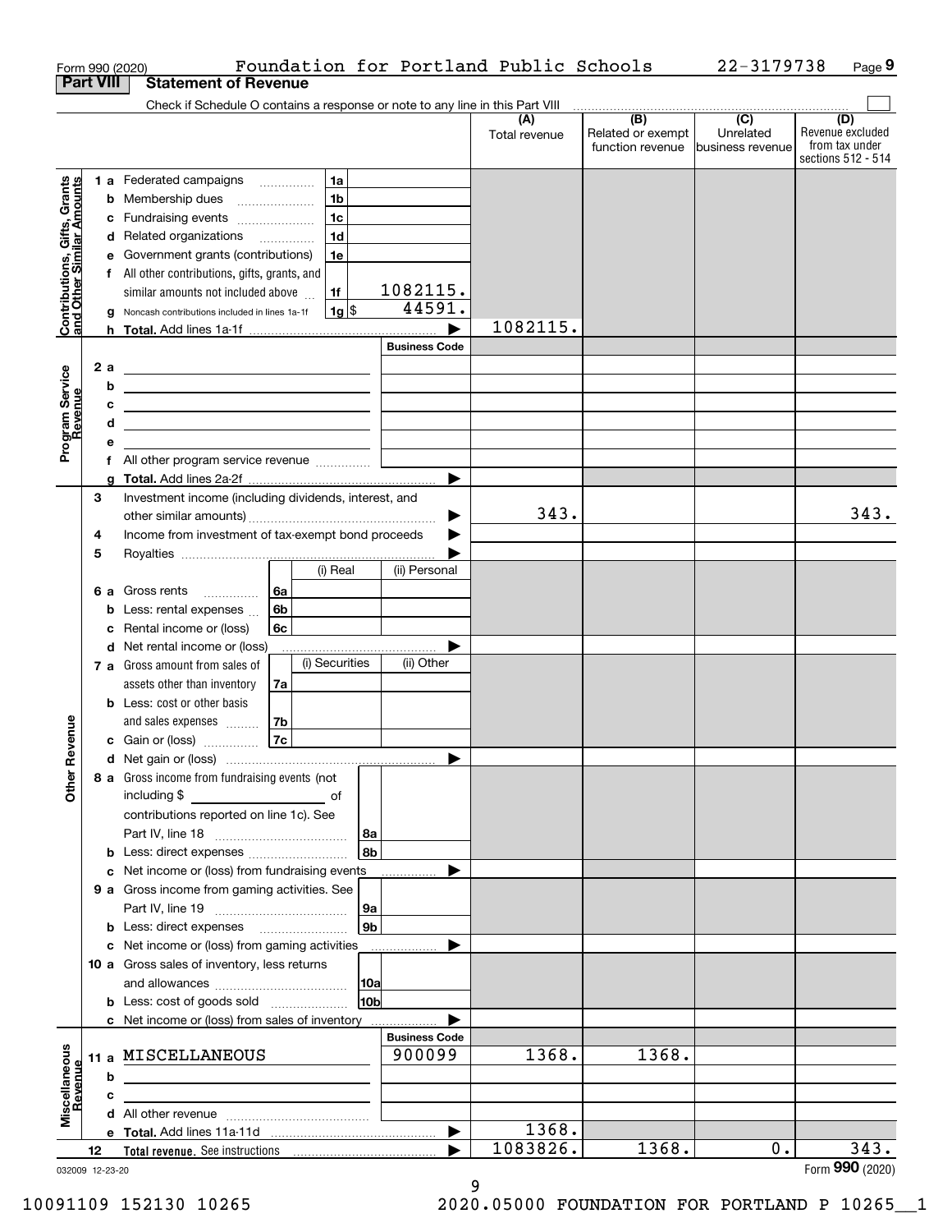Form 990 (2020) Foundation for Portland Public Schools 22-3179738 Page 9

## Part VIII Statement of Revenue

Check if Schedule O contains a response or note to any line in this Part VIII ☐

| | | | | (A) Total revenue | (B) Related or exempt function revenue | (C) Unrelated business revenue | (D) Revenue excluded from tax under sections 512 - 514 |
|---|---|---|---|---|---|---|---|
| **Contributions, Gifts, Grants and Other Similar Amounts** | 1 a Federated campaigns | 1a | | | | | |
| | b Membership dues | 1b | | | | | |
| | c Fundraising events | 1c | | | | | |
| | d Related organizations | 1d | | | | | |
| | e Government grants (contributions) | 1e | | | | | |
| | f All other contributions, gifts, grants, and similar amounts not included above | 1f | 1082115. | | | | |
| | g Noncash contributions included in lines 1a-1f | 1g $ | 44591. | | | | |
| | h **Total.** Add lines 1a-1f | | | 1082115. | | | |
| **Program Service Revenue** | | | Business Code | | | | |
| | 2 a | | | | | | |
| | b | | | | | | |
| | c | | | | | | |
| | d | | | | | | |
| | e | | | | | | |
| | f All other program service revenue | | | | | | |
| | g **Total.** Add lines 2a-2f | | | | | | |
| **Other Revenue** | 3 Investment income (including dividends, interest, and other similar amounts) | | | 343. | | | 343. |
| | 4 Income from investment of tax-exempt bond proceeds | | | | | | |
| | 5 Royalties | | | | | | |
| | | (i) Real | (ii) Personal | | | | |
| | 6 a Gross rents 6a | | | | | | |
| | b Less: rental expenses 6b | | | | | | |
| | c Rental income or (loss) 6c | | | | | | |
| | d Net rental income or (loss) | | | | | | |
| | | (i) Securities | (ii) Other | | | | |
| | 7 a Gross amount from sales of assets other than inventory 7a | | | | | | |
| | b Less: cost or other basis and sales expenses 7b | | | | | | |
| | c Gain or (loss) 7c | | | | | | |
| | d Net gain or (loss) | | | | | | |
| | 8 a Gross income from fundraising events (not including $ \_\_\_\_\_\_\_ of contributions reported on line 1c). See Part IV, line 18 | 8a | | | | | |
| | b Less: direct expenses | 8b | | | | | |
| | c Net income or (loss) from fundraising events | | | | | | |
| | 9 a Gross income from gaming activities. See Part IV, line 19 | 9a | | | | | |
| | b Less: direct expenses | 9b | | | | | |
| | c Net income or (loss) from gaming activities | | | | | | |
| | 10 a Gross sales of inventory, less returns and allowances | 10a | | | | | |
| | b Less: cost of goods sold | 10b | | | | | |
| | c Net income or (loss) from sales of inventory | | | | | | |
| **Miscellaneous Revenue** | | | Business Code | | | | |
| | 11 a MISCELLANEOUS | | 900099 | 1368. | 1368. | | |
| | b | | | | | | |
| | c | | | | | | |
| | d All other revenue | | | | | | |
| | e **Total.** Add lines 11a-11d | | | 1368. | | | |
| | 12 **Total revenue.** See instructions | | | 1083826. | 1368. | 0. | 343. |

032009 12-23-20 Form **990** (2020)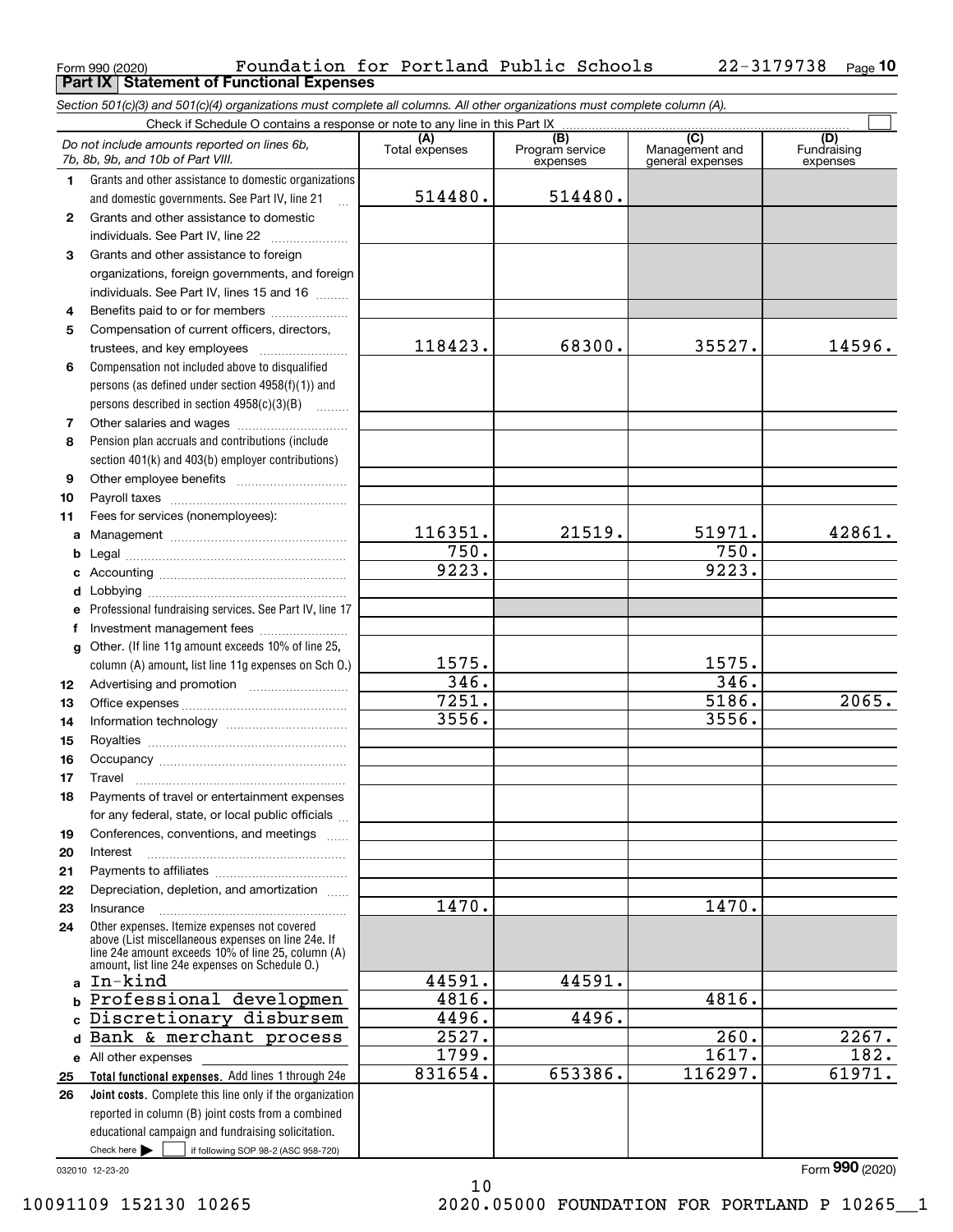Form 990 (2020) Foundation for Portland Public Schools 22-3179738 Page 10

## Part IX Statement of Functional Expenses

*Section 501(c)(3) and 501(c)(4) organizations must complete all columns. All other organizations must complete column (A).*

Check if Schedule O contains a response or note to any line in this Part IX ☐

| *Do not include amounts reported on lines 6b, 7b, 8b, 9b, and 10b of Part VIII.* | (A) Total expenses | (B) Program service expenses | (C) Management and general expenses | (D) Fundraising expenses |
|---|---|---|---|---|
| 1 Grants and other assistance to domestic organizations and domestic governments. See Part IV, line 21 | 514480. | 514480. | | |
| 2 Grants and other assistance to domestic individuals. See Part IV, line 22 | | | | |
| 3 Grants and other assistance to foreign organizations, foreign governments, and foreign individuals. See Part IV, lines 15 and 16 | | | | |
| 4 Benefits paid to or for members | | | | |
| 5 Compensation of current officers, directors, trustees, and key employees | 118423. | 68300. | 35527. | 14596. |
| 6 Compensation not included above to disqualified persons (as defined under section 4958(f)(1)) and persons described in section 4958(c)(3)(B) | | | | |
| 7 Other salaries and wages | | | | |
| 8 Pension plan accruals and contributions (include section 401(k) and 403(b) employer contributions) | | | | |
| 9 Other employee benefits | | | | |
| 10 Payroll taxes | | | | |
| 11 Fees for services (nonemployees): | | | | |
| a Management | 116351. | 21519. | 51971. | 42861. |
| b Legal | 750. | | 750. | |
| c Accounting | 9223. | | 9223. | |
| d Lobbying | | | | |
| e Professional fundraising services. See Part IV, line 17 | | | | |
| f Investment management fees | | | | |
| g Other. (If line 11g amount exceeds 10% of line 25, column (A) amount, list line 11g expenses on Sch O.) | 1575. | | 1575. | |
| 12 Advertising and promotion | 346. | | 346. | |
| 13 Office expenses | 7251. | | 5186. | 2065. |
| 14 Information technology | 3556. | | 3556. | |
| 15 Royalties | | | | |
| 16 Occupancy | | | | |
| 17 Travel | | | | |
| 18 Payments of travel or entertainment expenses for any federal, state, or local public officials | | | | |
| 19 Conferences, conventions, and meetings | | | | |
| 20 Interest | | | | |
| 21 Payments to affiliates | | | | |
| 22 Depreciation, depletion, and amortization | | | | |
| 23 Insurance | 1470. | | 1470. | |
| 24 Other expenses. Itemize expenses not covered above (List miscellaneous expenses on line 24e. If line 24e amount exceeds 10% of line 25, column (A) amount, list line 24e expenses on Schedule O.) | | | | |
| a In-kind | 44591. | 44591. | | |
| b Professional developmen | 4816. | | 4816. | |
| c Discretionary disbursem | 4496. | 4496. | | |
| d Bank & merchant process | 2527. | | 260. | 2267. |
| e All other expenses | 1799. | | 1617. | 182. |
| 25 **Total functional expenses.** Add lines 1 through 24e | 831654. | 653386. | 116297. | 61971. |
| 26 **Joint costs.** Complete this line only if the organization reported in column (B) joint costs from a combined educational campaign and fundraising solicitation. Check here ☐ if following SOP 98-2 (ASC 958-720) | | | | |

032010 12-23-20

Form 990 (2020)

10091109 152130 10265 2020.05000 FOUNDATION FOR PORTLAND P 10265__1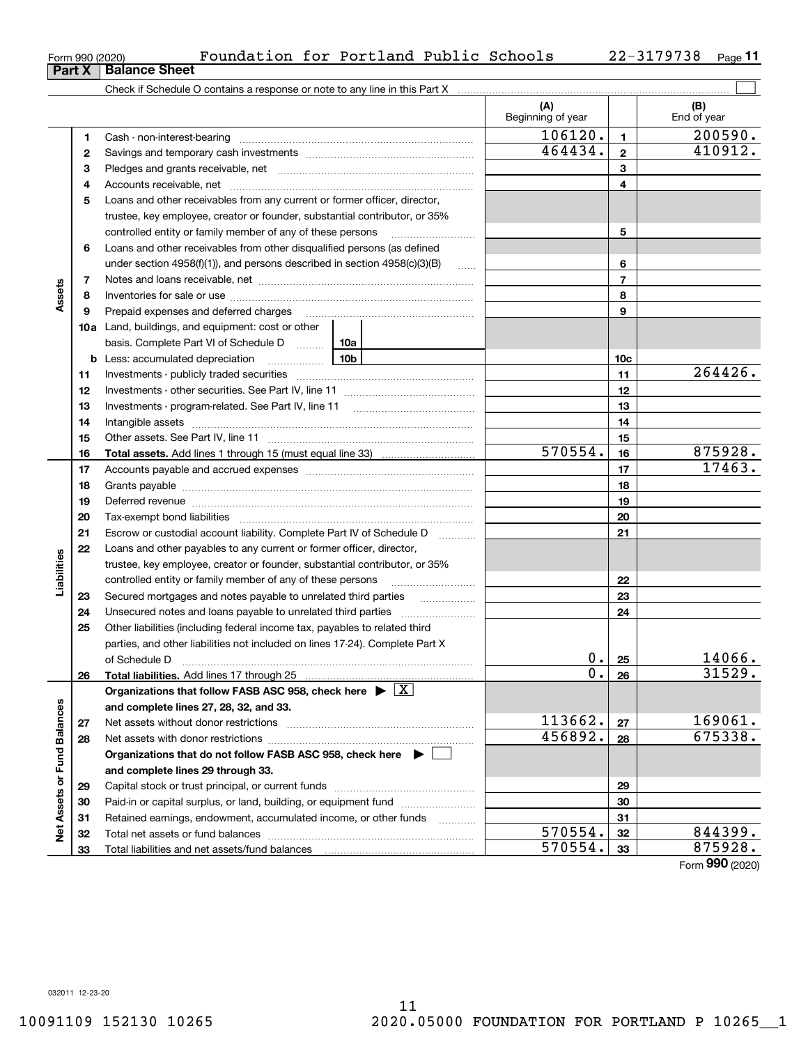Form 990 (2020) Foundation for Portland Public Schools 22-3179738

## Part X Balance Sheet

Check if Schedule O contains a response or note to any line in this Part X ☐

| Section | Line | Description | (A) Beginning of year | | (B) End of year |
|---|---|---|---|---|---|
| Assets | 1 | Cash - non-interest-bearing | 106120. | 1 | 200590. |
| | 2 | Savings and temporary cash investments | 464434. | 2 | 410912. |
| | 3 | Pledges and grants receivable, net | | 3 | |
| | 4 | Accounts receivable, net | | 4 | |
| | 5 | Loans and other receivables from any current or former officer, director, trustee, key employee, creator or founder, substantial contributor, or 35% controlled entity or family member of any of these persons | | 5 | |
| | 6 | Loans and other receivables from other disqualified persons (as defined under section 4958(f)(1)), and persons described in section 4958(c)(3)(B) | | 6 | |
| | 7 | Notes and loans receivable, net | | 7 | |
| | 8 | Inventories for sale or use | | 8 | |
| | 9 | Prepaid expenses and deferred charges | | 9 | |
| | 10a | Land, buildings, and equipment: cost or other basis. Complete Part VI of Schedule D (10a) | | | |
| | b | Less: accumulated depreciation (10b) | | 10c | |
| | 11 | Investments - publicly traded securities | | 11 | 264426. |
| | 12 | Investments - other securities. See Part IV, line 11 | | 12 | |
| | 13 | Investments - program-related. See Part IV, line 11 | | 13 | |
| | 14 | Intangible assets | | 14 | |
| | 15 | Other assets. See Part IV, line 11 | | 15 | |
| | 16 | **Total assets.** Add lines 1 through 15 (must equal line 33) | 570554. | 16 | 875928. |
| Liabilities | 17 | Accounts payable and accrued expenses | | 17 | 17463. |
| | 18 | Grants payable | | 18 | |
| | 19 | Deferred revenue | | 19 | |
| | 20 | Tax-exempt bond liabilities | | 20 | |
| | 21 | Escrow or custodial account liability. Complete Part IV of Schedule D | | 21 | |
| | 22 | Loans and other payables to any current or former officer, director, trustee, key employee, creator or founder, substantial contributor, or 35% controlled entity or family member of any of these persons | | 22 | |
| | 23 | Secured mortgages and notes payable to unrelated third parties | | 23 | |
| | 24 | Unsecured notes and loans payable to unrelated third parties | | 24 | |
| | 25 | Other liabilities (including federal income tax, payables to related third parties, and other liabilities not included on lines 17-24). Complete Part X of Schedule D | 0. | 25 | 14066. |
| | 26 | **Total liabilities.** Add lines 17 through 25 | 0. | 26 | 31529. |
| Net Assets or Fund Balances | | **Organizations that follow FASB ASC 958, check here ▶ ☒ and complete lines 27, 28, 32, and 33.** | | | |
| | 27 | Net assets without donor restrictions | 113662. | 27 | 169061. |
| | 28 | Net assets with donor restrictions | 456892. | 28 | 675338. |
| | | **Organizations that do not follow FASB ASC 958, check here ▶ ☐ and complete lines 29 through 33.** | | | |
| | 29 | Capital stock or trust principal, or current funds | | 29 | |
| | 30 | Paid-in or capital surplus, or land, building, or equipment fund | | 30 | |
| | 31 | Retained earnings, endowment, accumulated income, or other funds | | 31 | |
| | 32 | Total net assets or fund balances | 570554. | 32 | 844399. |
| | 33 | Total liabilities and net assets/fund balances | 570554. | 33 | 875928. |

Form **990** (2020)

032011 12-23-20

10091109 152130 10265 2020.05000 FOUNDATION FOR PORTLAND P 10265__1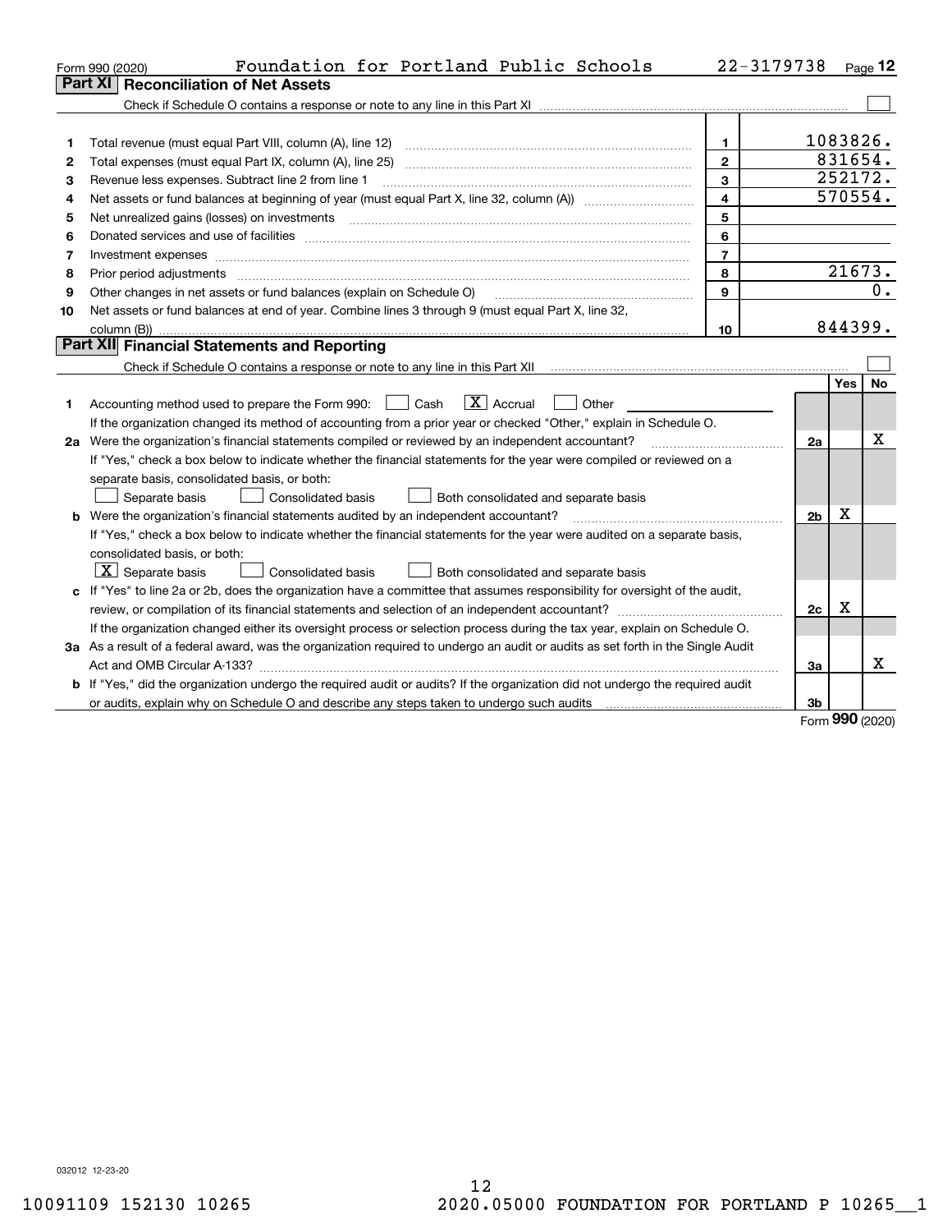Form 990 (2020) Foundation for Portland Public Schools 22-3179738 Page 12

## Part XI Reconciliation of Net Assets

Check if Schedule O contains a response or note to any line in this Part XI ☐

| | | | |
|---|---|---|---|
| 1 | Total revenue (must equal Part VIII, column (A), line 12) | 1 | 1083826. |
| 2 | Total expenses (must equal Part IX, column (A), line 25) | 2 | 831654. |
| 3 | Revenue less expenses. Subtract line 2 from line 1 | 3 | 252172. |
| 4 | Net assets or fund balances at beginning of year (must equal Part X, line 32, column (A)) | 4 | 570554. |
| 5 | Net unrealized gains (losses) on investments | 5 | |
| 6 | Donated services and use of facilities | 6 | |
| 7 | Investment expenses | 7 | |
| 8 | Prior period adjustments | 8 | 21673. |
| 9 | Other changes in net assets or fund balances (explain on Schedule O) | 9 | 0. |
| 10 | Net assets or fund balances at end of year. Combine lines 3 through 9 (must equal Part X, line 32, column (B)) | 10 | 844399. |

## Part XII Financial Statements and Reporting

Check if Schedule O contains a response or note to any line in this Part XII ☐

| | | | Yes | No |
|---|---|---|---|---|
| 1 | Accounting method used to prepare the Form 990: ☐ Cash ☒ Accrual ☐ Other<br>If the organization changed its method of accounting from a prior year or checked "Other," explain in Schedule O. | | | |
| 2a | Were the organization's financial statements compiled or reviewed by an independent accountant?<br>If "Yes," check a box below to indicate whether the financial statements for the year were compiled or reviewed on a separate basis, consolidated basis, or both:<br>☐ Separate basis ☐ Consolidated basis ☐ Both consolidated and separate basis | 2a | | X |
| b | Were the organization's financial statements audited by an independent accountant?<br>If "Yes," check a box below to indicate whether the financial statements for the year were audited on a separate basis, consolidated basis, or both:<br>☒ Separate basis ☐ Consolidated basis ☐ Both consolidated and separate basis | 2b | X | |
| c | If "Yes" to line 2a or 2b, does the organization have a committee that assumes responsibility for oversight of the audit, review, or compilation of its financial statements and selection of an independent accountant?<br>If the organization changed either its oversight process or selection process during the tax year, explain on Schedule O. | 2c | X | |
| 3a | As a result of a federal award, was the organization required to undergo an audit or audits as set forth in the Single Audit Act and OMB Circular A-133? | 3a | | X |
| b | If "Yes," did the organization undergo the required audit or audits? If the organization did not undergo the required audit or audits, explain why on Schedule O and describe any steps taken to undergo such audits | 3b | | |

Form **990** (2020)

032012 12-23-20

10091109 152130 10265 2020.05000 FOUNDATION FOR PORTLAND P 10265__1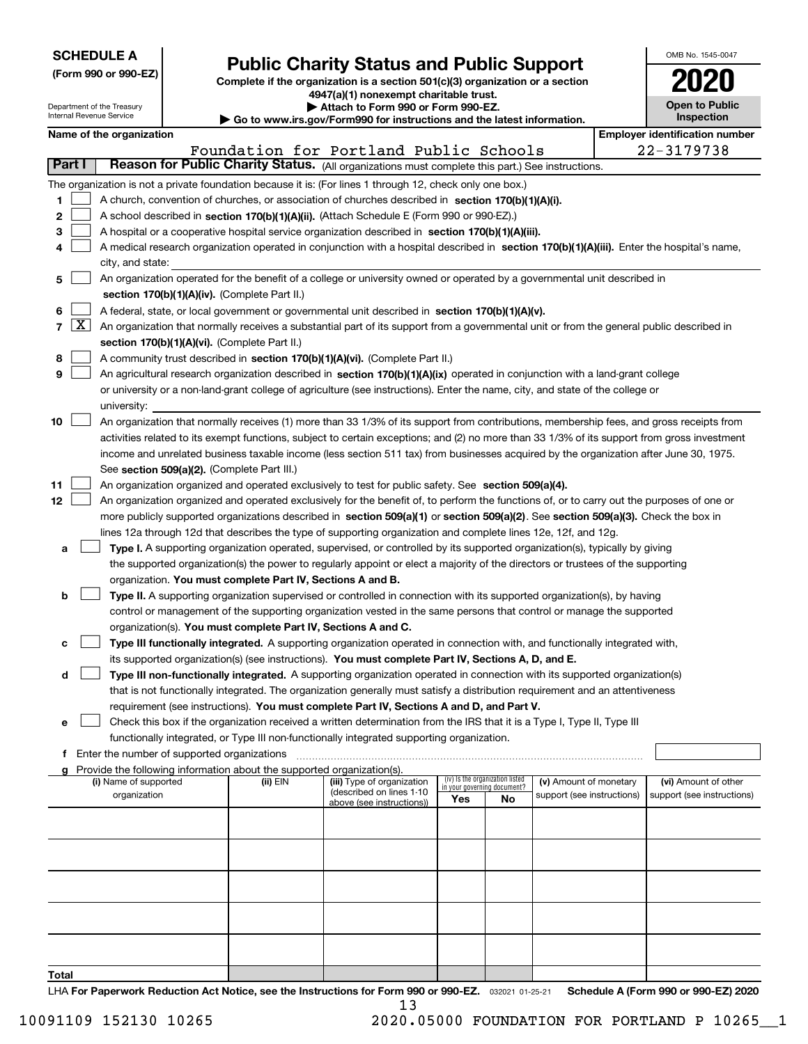**SCHEDULE A (Form 990 or 990-EZ)**

Department of the Treasury
Internal Revenue Service

# Public Charity Status and Public Support

**Complete if the organization is a section 501(c)(3) organization or a section 4947(a)(1) nonexempt charitable trust.**
**▶ Attach to Form 990 or Form 990-EZ.**
**▶ Go to www.irs.gov/Form990 for instructions and the latest information.**

OMB No. 1545-0047
**2020**
**Open to Public Inspection**

**Name of the organization:** Foundation for Portland Public Schools
**Employer identification number:** 22-3179738

## Part I Reason for Public Charity Status. (All organizations must complete this part.) See instructions.

The organization is not a private foundation because it is: (For lines 1 through 12, check only one box.)

1 [ ] A church, convention of churches, or association of churches described in **section 170(b)(1)(A)(i).**
2 [ ] A school described in **section 170(b)(1)(A)(ii).** (Attach Schedule E (Form 990 or 990-EZ).)
3 [ ] A hospital or a cooperative hospital service organization described in **section 170(b)(1)(A)(iii).**
4 [ ] A medical research organization operated in conjunction with a hospital described in **section 170(b)(1)(A)(iii).** Enter the hospital's name, city, and state:
5 [ ] An organization operated for the benefit of a college or university owned or operated by a governmental unit described in **section 170(b)(1)(A)(iv).** (Complete Part II.)
6 [ ] A federal, state, or local government or governmental unit described in **section 170(b)(1)(A)(v).**
7 [X] An organization that normally receives a substantial part of its support from a governmental unit or from the general public described in **section 170(b)(1)(A)(vi).** (Complete Part II.)
8 [ ] A community trust described in **section 170(b)(1)(A)(vi).** (Complete Part II.)
9 [ ] An agricultural research organization described in **section 170(b)(1)(A)(ix)** operated in conjunction with a land-grant college or university or a non-land-grant college of agriculture (see instructions). Enter the name, city, and state of the college or university:
10 [ ] An organization that normally receives (1) more than 33 1/3% of its support from contributions, membership fees, and gross receipts from activities related to its exempt functions, subject to certain exceptions; and (2) no more than 33 1/3% of its support from gross investment income and unrelated business taxable income (less section 511 tax) from businesses acquired by the organization after June 30, 1975. See **section 509(a)(2).** (Complete Part III.)
11 [ ] An organization organized and operated exclusively to test for public safety. See **section 509(a)(4).**
12 [ ] An organization organized and operated exclusively for the benefit of, to perform the functions of, or to carry out the purposes of one or more publicly supported organizations described in **section 509(a)(1)** or **section 509(a)(2).** See **section 509(a)(3).** Check the box in lines 12a through 12d that describes the type of supporting organization and complete lines 12e, 12f, and 12g.

a [ ] **Type I.** A supporting organization operated, supervised, or controlled by its supported organization(s), typically by giving the supported organization(s) the power to regularly appoint or elect a majority of the directors or trustees of the supporting organization. **You must complete Part IV, Sections A and B.**

b [ ] **Type II.** A supporting organization supervised or controlled in connection with its supported organization(s), by having control or management of the supporting organization vested in the same persons that control or manage the supported organization(s). **You must complete Part IV, Sections A and C.**

c [ ] **Type III functionally integrated.** A supporting organization operated in connection with, and functionally integrated with, its supported organization(s) (see instructions). **You must complete Part IV, Sections A, D, and E.**

d [ ] **Type III non-functionally integrated.** A supporting organization operated in connection with its supported organization(s) that is not functionally integrated. The organization generally must satisfy a distribution requirement and an attentiveness requirement (see instructions). **You must complete Part IV, Sections A and D, and Part V.**

e [ ] Check this box if the organization received a written determination from the IRS that it is a Type I, Type II, Type III functionally integrated, or Type III non-functionally integrated supporting organization.

f Enter the number of supported organizations

g Provide the following information about the supported organization(s).

| (i) Name of supported organization | (ii) EIN | (iii) Type of organization (described on lines 1-10 above (see instructions)) | (iv) Is the organization listed in your governing document? Yes | No | (v) Amount of monetary support (see instructions) | (vi) Amount of other support (see instructions) |
|---|---|---|---|---|---|---|
| | | | | | | |
| | | | | | | |
| | | | | | | |
| | | | | | | |
| | | | | | | |
| **Total** | | | | | | |

LHA **For Paperwork Reduction Act Notice, see the Instructions for Form 990 or 990-EZ.** 032021 01-25-21 **Schedule A (Form 990 or 990-EZ) 2020**

10091109 152130 10265 2020.05000 FOUNDATION FOR PORTLAND P 10265__1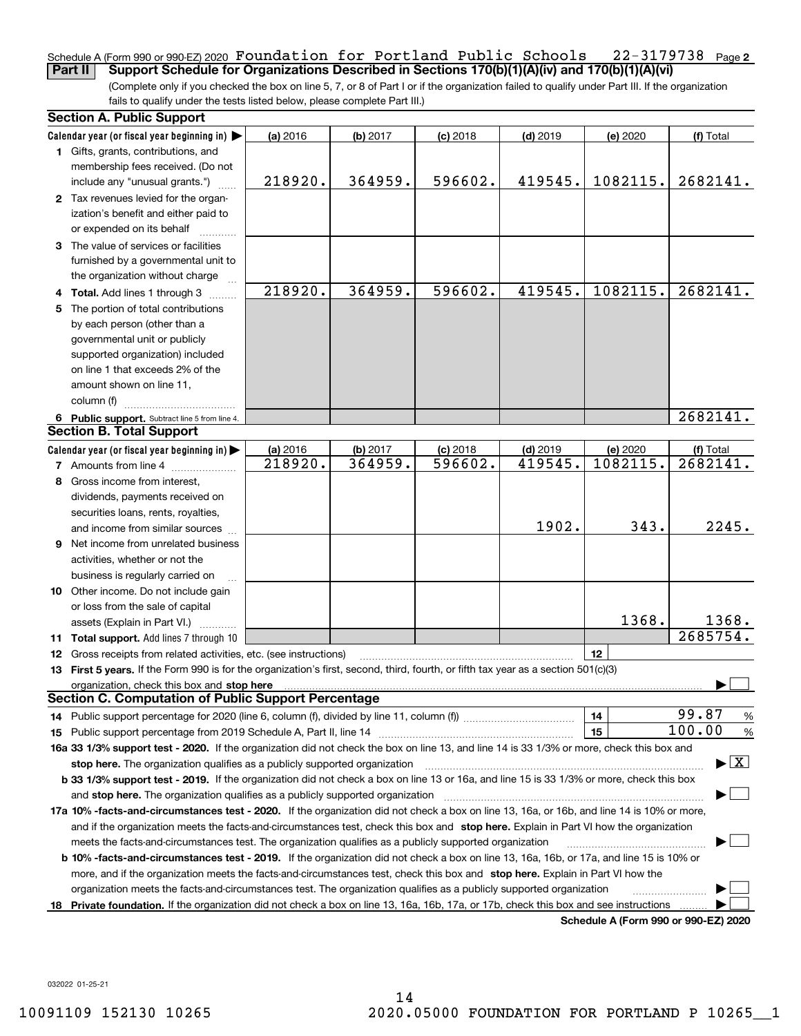Schedule A (Form 990 or 990-EZ) 2020 Foundation for Portland Public Schools 22-3179738 Page 2

**Part II** **Support Schedule for Organizations Described in Sections 170(b)(1)(A)(iv) and 170(b)(1)(A)(vi)**

(Complete only if you checked the box on line 5, 7, or 8 of Part I or if the organization failed to qualify under Part III. If the organization fails to qualify under the tests listed below, please complete Part III.)

## Section A. Public Support

| Calendar year (or fiscal year beginning in) ▶ | (a) 2016 | (b) 2017 | (c) 2018 | (d) 2019 | (e) 2020 | (f) Total |
|---|---|---|---|---|---|---|
| **1** Gifts, grants, contributions, and membership fees received. (Do not include any "unusual grants.") | 218920. | 364959. | 596602. | 419545. | 1082115. | 2682141. |
| **2** Tax revenues levied for the organization's benefit and either paid to or expended on its behalf | | | | | | |
| **3** The value of services or facilities furnished by a governmental unit to the organization without charge | | | | | | |
| **4 Total.** Add lines 1 through 3 | 218920. | 364959. | 596602. | 419545. | 1082115. | 2682141. |
| **5** The portion of total contributions by each person (other than a governmental unit or publicly supported organization) included on line 1 that exceeds 2% of the amount shown on line 11, column (f) | | | | | | |
| **6 Public support.** Subtract line 5 from line 4. | | | | | | 2682141. |

## Section B. Total Support

| Calendar year (or fiscal year beginning in) ▶ | (a) 2016 | (b) 2017 | (c) 2018 | (d) 2019 | (e) 2020 | (f) Total |
|---|---|---|---|---|---|---|
| **7** Amounts from line 4 | 218920. | 364959. | 596602. | 419545. | 1082115. | 2682141. |
| **8** Gross income from interest, dividends, payments received on securities loans, rents, royalties, and income from similar sources | | | | 1902. | 343. | 2245. |
| **9** Net income from unrelated business activities, whether or not the business is regularly carried on | | | | | | |
| **10** Other income. Do not include gain or loss from the sale of capital assets (Explain in Part VI.) | | | | | 1368. | 1368. |
| **11 Total support.** Add lines 7 through 10 | | | | | | 2685754. |

**12** Gross receipts from related activities, etc. (see instructions) | **12** |

**13 First 5 years.** If the Form 990 is for the organization's first, second, third, fourth, or fifth tax year as a section 501(c)(3) organization, check this box and **stop here** ▶ ☐

## Section C. Computation of Public Support Percentage

**14** Public support percentage for 2020 (line 6, column (f), divided by line 11, column (f)) | **14** | 99.87 %

**15** Public support percentage from 2019 Schedule A, Part II, line 14 | **15** | 100.00 %

**16a 33 1/3% support test - 2020.** If the organization did not check the box on line 13, and line 14 is 33 1/3% or more, check this box and **stop here.** The organization qualifies as a publicly supported organization ▶ ☒

**b 33 1/3% support test - 2019.** If the organization did not check a box on line 13 or 16a, and line 15 is 33 1/3% or more, check this box and **stop here.** The organization qualifies as a publicly supported organization ▶ ☐

**17a 10% -facts-and-circumstances test - 2020.** If the organization did not check a box on line 13, 16a, or 16b, and line 14 is 10% or more, and if the organization meets the facts-and-circumstances test, check this box and **stop here.** Explain in Part VI how the organization meets the facts-and-circumstances test. The organization qualifies as a publicly supported organization ▶ ☐

**b 10% -facts-and-circumstances test - 2019.** If the organization did not check a box on line 13, 16a, 16b, or 17a, and line 15 is 10% or more, and if the organization meets the facts-and-circumstances test, check this box and **stop here.** Explain in Part VI how the organization meets the facts-and-circumstances test. The organization qualifies as a publicly supported organization ▶ ☐

**18 Private foundation.** If the organization did not check a box on line 13, 16a, 16b, 17a, or 17b, check this box and see instructions ▶ ☐

**Schedule A (Form 990 or 990-EZ) 2020**

032022 01-25-21

10091109 152130 10265 2020.05000 FOUNDATION FOR PORTLAND P 10265__1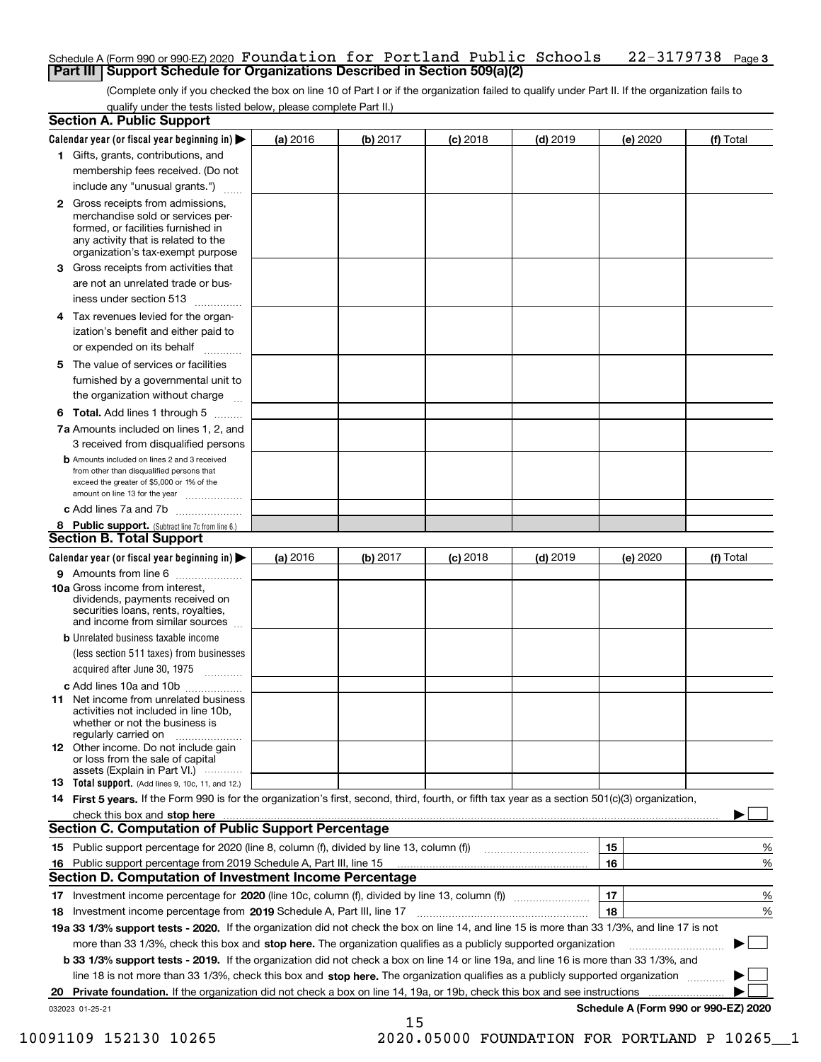Schedule A (Form 990 or 990-EZ) 2020 Foundation for Portland Public Schools 22-3179738 Page 3

## Part III Support Schedule for Organizations Described in Section 509(a)(2)

(Complete only if you checked the box on line 10 of Part I or if the organization failed to qualify under Part II. If the organization fails to qualify under the tests listed below, please complete Part II.)

### Section A. Public Support

| Calendar year (or fiscal year beginning in) ▶ | (a) 2016 | (b) 2017 | (c) 2018 | (d) 2019 | (e) 2020 | (f) Total |
|---|---|---|---|---|---|---|
| 1 Gifts, grants, contributions, and membership fees received. (Do not include any "unusual grants.") | | | | | | |
| 2 Gross receipts from admissions, merchandise sold or services performed, or facilities furnished in any activity that is related to the organization's tax-exempt purpose | | | | | | |
| 3 Gross receipts from activities that are not an unrelated trade or business under section 513 | | | | | | |
| 4 Tax revenues levied for the organization's benefit and either paid to or expended on its behalf | | | | | | |
| 5 The value of services or facilities furnished by a governmental unit to the organization without charge | | | | | | |
| 6 Total. Add lines 1 through 5 | | | | | | |
| 7a Amounts included on lines 1, 2, and 3 received from disqualified persons | | | | | | |
| b Amounts included on lines 2 and 3 received from other than disqualified persons that exceed the greater of $5,000 or 1% of the amount on line 13 for the year | | | | | | |
| c Add lines 7a and 7b | | | | | | |
| 8 Public support. (Subtract line 7c from line 6.) | | | | | | |

### Section B. Total Support

| Calendar year (or fiscal year beginning in) ▶ | (a) 2016 | (b) 2017 | (c) 2018 | (d) 2019 | (e) 2020 | (f) Total |
|---|---|---|---|---|---|---|
| 9 Amounts from line 6 | | | | | | |
| 10a Gross income from interest, dividends, payments received on securities loans, rents, royalties, and income from similar sources | | | | | | |
| b Unrelated business taxable income (less section 511 taxes) from businesses acquired after June 30, 1975 | | | | | | |
| c Add lines 10a and 10b | | | | | | |
| 11 Net income from unrelated business activities not included in line 10b, whether or not the business is regularly carried on | | | | | | |
| 12 Other income. Do not include gain or loss from the sale of capital assets (Explain in Part VI.) | | | | | | |
| 13 Total support. (Add lines 9, 10c, 11, and 12.) | | | | | | |

14 **First 5 years.** If the Form 990 is for the organization's first, second, third, fourth, or fifth tax year as a section 501(c)(3) organization, check this box and **stop here** ▶ ☐

### Section C. Computation of Public Support Percentage

| | | | |
|---|---|---|---|
| 15 | Public support percentage for 2020 (line 8, column (f), divided by line 13, column (f)) | 15 | % |
| 16 | Public support percentage from 2019 Schedule A, Part III, line 15 | 16 | % |

### Section D. Computation of Investment Income Percentage

| | | | |
|---|---|---|---|
| 17 | Investment income percentage for **2020** (line 10c, column (f), divided by line 13, column (f)) | 17 | % |
| 18 | Investment income percentage from **2019** Schedule A, Part III, line 17 | 18 | % |

**19a 33 1/3% support tests - 2020.** If the organization did not check the box on line 14, and line 15 is more than 33 1/3%, and line 17 is not more than 33 1/3%, check this box and **stop here.** The organization qualifies as a publicly supported organization ▶ ☐

**b 33 1/3% support tests - 2019.** If the organization did not check a box on line 14 or line 19a, and line 16 is more than 33 1/3%, and line 18 is not more than 33 1/3%, check this box and **stop here.** The organization qualifies as a publicly supported organization ▶ ☐

**20 Private foundation.** If the organization did not check a box on line 14, 19a, or 19b, check this box and see instructions ▶ ☐

032023 01-25-21 **Schedule A (Form 990 or 990-EZ) 2020**

10091109 152130 10265 2020.05000 FOUNDATION FOR PORTLAND P 10265__1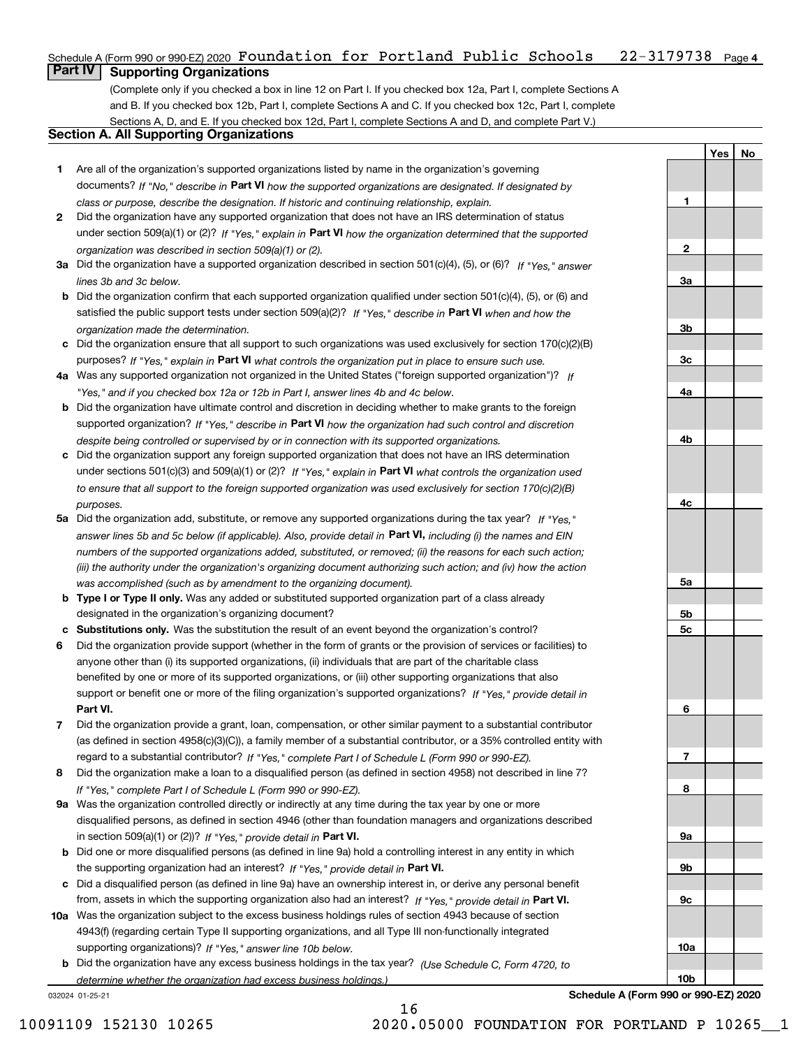Schedule A (Form 990 or 990-EZ) 2020 Foundation for Portland Public Schools 22-3179738 Page 4

## Part IV Supporting Organizations

(Complete only if you checked a box in line 12 on Part I. If you checked box 12a, Part I, complete Sections A and B. If you checked box 12b, Part I, complete Sections A and C. If you checked box 12c, Part I, complete Sections A, D, and E. If you checked box 12d, Part I, complete Sections A and D, and complete Part V.)

### Section A. All Supporting Organizations

| | | Line | Yes | No |
|---|---|---|---|---|
| 1 | Are all of the organization's supported organizations listed by name in the organization's governing documents? *If "No," describe in* **Part VI** *how the supported organizations are designated. If designated by class or purpose, describe the designation. If historic and continuing relationship, explain.* | 1 | | |
| 2 | Did the organization have any supported organization that does not have an IRS determination of status under section 509(a)(1) or (2)? *If "Yes," explain in* **Part VI** *how the organization determined that the supported organization was described in section 509(a)(1) or (2).* | 2 | | |
| 3a | Did the organization have a supported organization described in section 501(c)(4), (5), or (6)? *If "Yes," answer lines 3b and 3c below.* | 3a | | |
| b | Did the organization confirm that each supported organization qualified under section 501(c)(4), (5), or (6) and satisfied the public support tests under section 509(a)(2)? *If "Yes," describe in* **Part VI** *when and how the organization made the determination.* | 3b | | |
| c | Did the organization ensure that all support to such organizations was used exclusively for section 170(c)(2)(B) purposes? *If "Yes," explain in* **Part VI** *what controls the organization put in place to ensure such use.* | 3c | | |
| 4a | Was any supported organization not organized in the United States ("foreign supported organization")? *If "Yes," and if you checked box 12a or 12b in Part I, answer lines 4b and 4c below.* | 4a | | |
| b | Did the organization have ultimate control and discretion in deciding whether to make grants to the foreign supported organization? *If "Yes," describe in* **Part VI** *how the organization had such control and discretion despite being controlled or supervised by or in connection with its supported organizations.* | 4b | | |
| c | Did the organization support any foreign supported organization that does not have an IRS determination under sections 501(c)(3) and 509(a)(1) or (2)? *If "Yes," explain in* **Part VI** *what controls the organization used to ensure that all support to the foreign supported organization was used exclusively for section 170(c)(2)(B) purposes.* | 4c | | |
| 5a | Did the organization add, substitute, or remove any supported organizations during the tax year? *If "Yes," answer lines 5b and 5c below (if applicable). Also, provide detail in* **Part VI,** *including (i) the names and EIN numbers of the supported organizations added, substituted, or removed; (ii) the reasons for each such action; (iii) the authority under the organization's organizing document authorizing such action; and (iv) how the action was accomplished (such as by amendment to the organizing document).* | 5a | | |
| b | **Type I or Type II only.** Was any added or substituted supported organization part of a class already designated in the organization's organizing document? | 5b | | |
| c | **Substitutions only.** Was the substitution the result of an event beyond the organization's control? | 5c | | |
| 6 | Did the organization provide support (whether in the form of grants or the provision of services or facilities) to anyone other than (i) its supported organizations, (ii) individuals that are part of the charitable class benefited by one or more of its supported organizations, or (iii) other supporting organizations that also support or benefit one or more of the filing organization's supported organizations? *If "Yes," provide detail in* **Part VI.** | 6 | | |
| 7 | Did the organization provide a grant, loan, compensation, or other similar payment to a substantial contributor (as defined in section 4958(c)(3)(C)), a family member of a substantial contributor, or a 35% controlled entity with regard to a substantial contributor? *If "Yes," complete Part I of Schedule L (Form 990 or 990-EZ).* | 7 | | |
| 8 | Did the organization make a loan to a disqualified person (as defined in section 4958) not described in line 7? *If "Yes," complete Part I of Schedule L (Form 990 or 990-EZ).* | 8 | | |
| 9a | Was the organization controlled directly or indirectly at any time during the tax year by one or more disqualified persons, as defined in section 4946 (other than foundation managers and organizations described in section 509(a)(1) or (2))? *If "Yes," provide detail in* **Part VI.** | 9a | | |
| b | Did one or more disqualified persons (as defined in line 9a) hold a controlling interest in any entity in which the supporting organization had an interest? *If "Yes," provide detail in* **Part VI.** | 9b | | |
| c | Did a disqualified person (as defined in line 9a) have an ownership interest in, or derive any personal benefit from, assets in which the supporting organization also had an interest? *If "Yes," provide detail in* **Part VI.** | 9c | | |
| 10a | Was the organization subject to the excess business holdings rules of section 4943 because of section 4943(f) (regarding certain Type II supporting organizations, and all Type III non-functionally integrated supporting organizations)? *If "Yes," answer line 10b below.* | 10a | | |
| b | Did the organization have any excess business holdings in the tax year? *(Use Schedule C, Form 4720, to determine whether the organization had excess business holdings.)* | 10b | | |

032024 01-25-21

**Schedule A (Form 990 or 990-EZ) 2020**

10091109 152130 10265 2020.05000 FOUNDATION FOR PORTLAND P 10265__1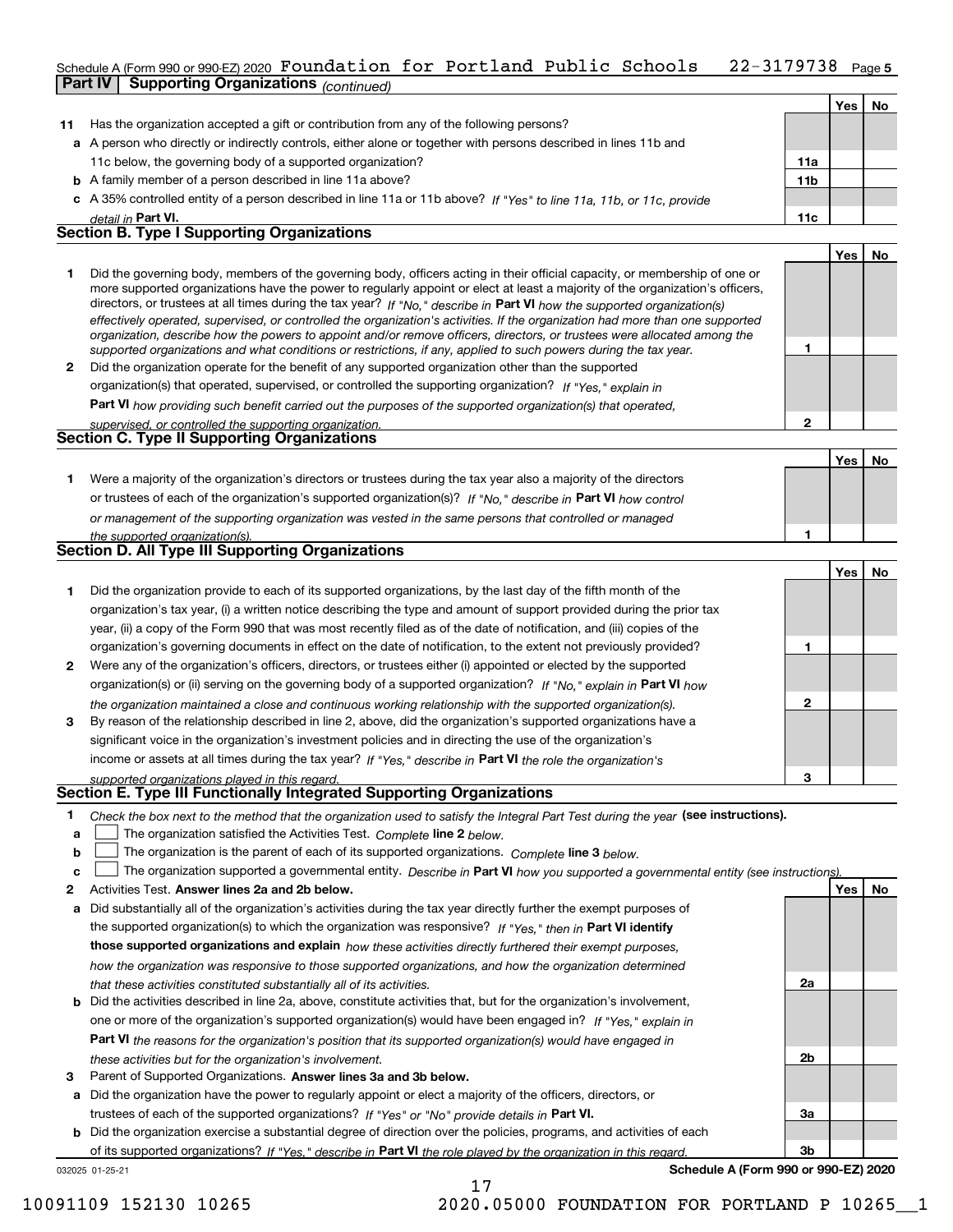Schedule A (Form 990 or 990-EZ) 2020 Foundation for Portland Public Schools 22-3179738 Page 5

**Part IV Supporting Organizations** *(continued)*

| | | | Yes | No |
|---|---|---|---|---|
| **11** | Has the organization accepted a gift or contribution from any of the following persons? | | | |
| **a** | A person who directly or indirectly controls, either alone or together with persons described in lines 11b and 11c below, the governing body of a supported organization? | 11a | | |
| **b** | A family member of a person described in line 11a above? | 11b | | |
| **c** | A 35% controlled entity of a person described in line 11a or 11b above? *If "Yes" to line 11a, 11b, or 11c, provide detail in* **Part VI.** | 11c | | |

**Section B. Type I Supporting Organizations**

| | | | Yes | No |
|---|---|---|---|---|
| **1** | Did the governing body, members of the governing body, officers acting in their official capacity, or membership of one or more supported organizations have the power to regularly appoint or elect at least a majority of the organization's officers, directors, or trustees at all times during the tax year? *If "No," describe in* **Part VI** *how the supported organization(s) effectively operated, supervised, or controlled the organization's activities. If the organization had more than one supported organization, describe how the powers to appoint and/or remove officers, directors, or trustees were allocated among the supported organizations and what conditions or restrictions, if any, applied to such powers during the tax year.* | 1 | | |
| **2** | Did the organization operate for the benefit of any supported organization other than the supported organization(s) that operated, supervised, or controlled the supporting organization? *If "Yes," explain in* **Part VI** *how providing such benefit carried out the purposes of the supported organization(s) that operated, supervised, or controlled the supporting organization.* | 2 | | |

**Section C. Type II Supporting Organizations**

| | | | Yes | No |
|---|---|---|---|---|
| **1** | Were a majority of the organization's directors or trustees during the tax year also a majority of the directors or trustees of each of the organization's supported organization(s)? *If "No," describe in* **Part VI** *how control or management of the supporting organization was vested in the same persons that controlled or managed the supported organization(s).* | 1 | | |

**Section D. All Type III Supporting Organizations**

| | | | Yes | No |
|---|---|---|---|---|
| **1** | Did the organization provide to each of its supported organizations, by the last day of the fifth month of the organization's tax year, (i) a written notice describing the type and amount of support provided during the prior tax year, (ii) a copy of the Form 990 that was most recently filed as of the date of notification, and (iii) copies of the organization's governing documents in effect on the date of notification, to the extent not previously provided? | 1 | | |
| **2** | Were any of the organization's officers, directors, or trustees either (i) appointed or elected by the supported organization(s) or (ii) serving on the governing body of a supported organization? *If "No," explain in* **Part VI** *how the organization maintained a close and continuous working relationship with the supported organization(s).* | 2 | | |
| **3** | By reason of the relationship described in line 2, above, did the organization's supported organizations have a significant voice in the organization's investment policies and in directing the use of the organization's income or assets at all times during the tax year? *If "Yes," describe in* **Part VI** *the role the organization's supported organizations played in this regard.* | 3 | | |

**Section E. Type III Functionally Integrated Supporting Organizations**

**1** *Check the box next to the method that the organization used to satisfy the Integral Part Test during the year* **(see instructions).**

**a** ☐ The organization satisfied the Activities Test. *Complete* **line 2** *below.*

**b** ☐ The organization is the parent of each of its supported organizations. *Complete* **line 3** *below.*

**c** ☐ The organization supported a governmental entity. *Describe in* **Part VI** *how you supported a governmental entity (see instructions).*

| | | | Yes | No |
|---|---|---|---|---|
| **2** | Activities Test. **Answer lines 2a and 2b below.** | | | |
| **a** | Did substantially all of the organization's activities during the tax year directly further the exempt purposes of the supported organization(s) to which the organization was responsive? *If "Yes," then in* **Part VI identify those supported organizations and explain** *how these activities directly furthered their exempt purposes, how the organization was responsive to those supported organizations, and how the organization determined that these activities constituted substantially all of its activities.* | 2a | | |
| **b** | Did the activities described in line 2a, above, constitute activities that, but for the organization's involvement, one or more of the organization's supported organization(s) would have been engaged in? *If "Yes," explain in* **Part VI** *the reasons for the organization's position that its supported organization(s) would have engaged in these activities but for the organization's involvement.* | 2b | | |
| **3** | Parent of Supported Organizations. **Answer lines 3a and 3b below.** | | | |
| **a** | Did the organization have the power to regularly appoint or elect a majority of the officers, directors, or trustees of each of the supported organizations? *If "Yes" or "No" provide details in* **Part VI.** | 3a | | |
| **b** | Did the organization exercise a substantial degree of direction over the policies, programs, and activities of each of its supported organizations? *If "Yes," describe in* **Part VI** *the role played by the organization in this regard.* | 3b | | |

032025 01-25-21 **Schedule A (Form 990 or 990-EZ) 2020**

10091109 152130 10265 2020.05000 FOUNDATION FOR PORTLAND P 10265__1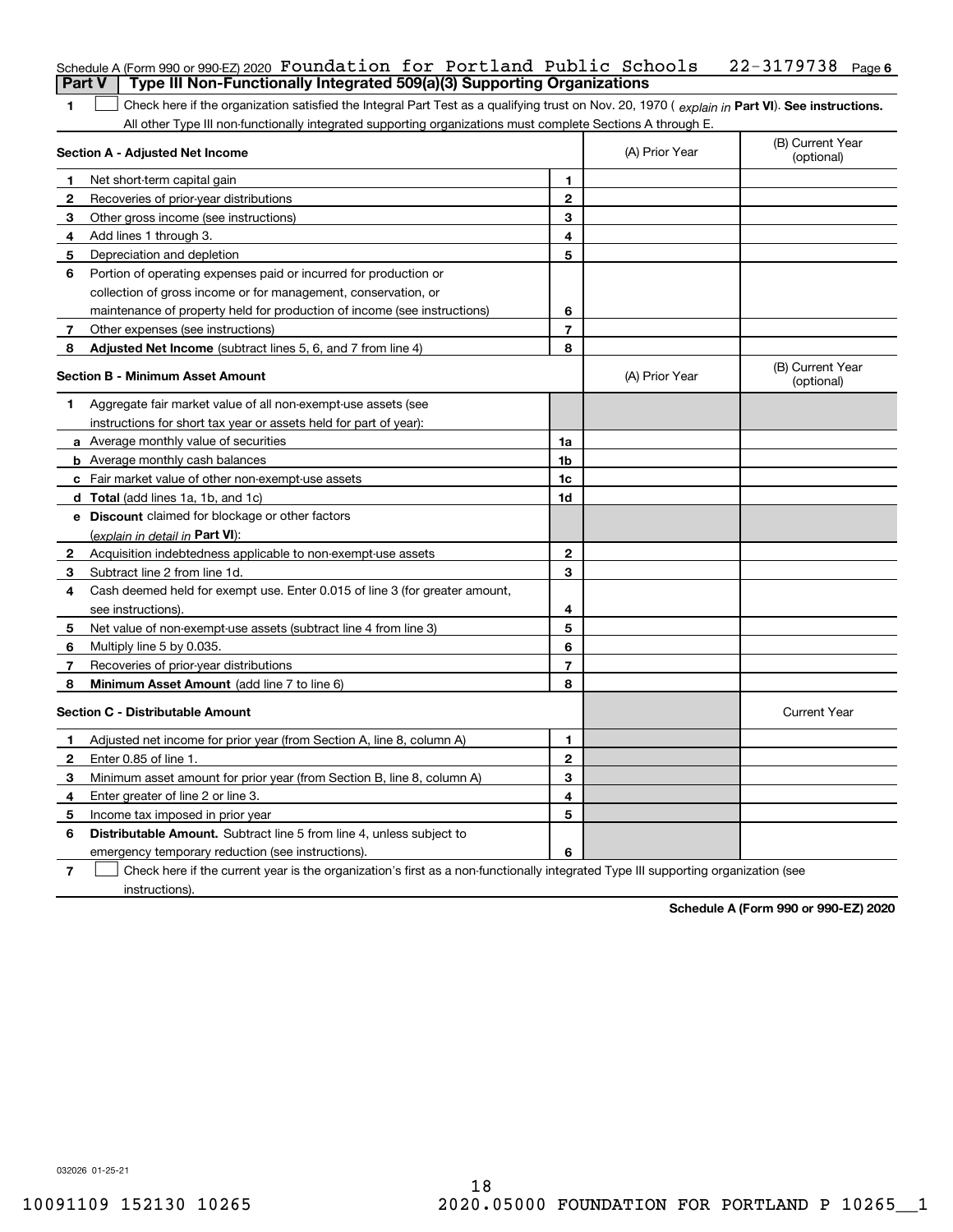Schedule A (Form 990 or 990-EZ) 2020 Foundation for Portland Public Schools 22-3179738 Page 6

## Part V Type III Non-Functionally Integrated 509(a)(3) Supporting Organizations

**1** ☐ Check here if the organization satisfied the Integral Part Test as a qualifying trust on Nov. 20, 1970 ( *explain in* **Part VI**). **See instructions.** All other Type III non-functionally integrated supporting organizations must complete Sections A through E.

| **Section A - Adjusted Net Income** | | (A) Prior Year | (B) Current Year (optional) |
|---|---|---|---|
| **1** Net short-term capital gain | 1 | | |
| **2** Recoveries of prior-year distributions | 2 | | |
| **3** Other gross income (see instructions) | 3 | | |
| **4** Add lines 1 through 3. | 4 | | |
| **5** Depreciation and depletion | 5 | | |
| **6** Portion of operating expenses paid or incurred for production or collection of gross income or for management, conservation, or maintenance of property held for production of income (see instructions) | 6 | | |
| **7** Other expenses (see instructions) | 7 | | |
| **8** **Adjusted Net Income** (subtract lines 5, 6, and 7 from line 4) | 8 | | |

| **Section B - Minimum Asset Amount** | | (A) Prior Year | (B) Current Year (optional) |
|---|---|---|---|
| **1** Aggregate fair market value of all non-exempt-use assets (see instructions for short tax year or assets held for part of year): | | | |
| **a** Average monthly value of securities | 1a | | |
| **b** Average monthly cash balances | 1b | | |
| **c** Fair market value of other non-exempt-use assets | 1c | | |
| **d** **Total** (add lines 1a, 1b, and 1c) | 1d | | |
| **e** **Discount** claimed for blockage or other factors (*explain in detail in* **Part VI**): | | | |
| **2** Acquisition indebtedness applicable to non-exempt-use assets | 2 | | |
| **3** Subtract line 2 from line 1d. | 3 | | |
| **4** Cash deemed held for exempt use. Enter 0.015 of line 3 (for greater amount, see instructions). | 4 | | |
| **5** Net value of non-exempt-use assets (subtract line 4 from line 3) | 5 | | |
| **6** Multiply line 5 by 0.035. | 6 | | |
| **7** Recoveries of prior-year distributions | 7 | | |
| **8** **Minimum Asset Amount** (add line 7 to line 6) | 8 | | |

| **Section C - Distributable Amount** | | | Current Year |
|---|---|---|---|
| **1** Adjusted net income for prior year (from Section A, line 8, column A) | 1 | | |
| **2** Enter 0.85 of line 1. | 2 | | |
| **3** Minimum asset amount for prior year (from Section B, line 8, column A) | 3 | | |
| **4** Enter greater of line 2 or line 3. | 4 | | |
| **5** Income tax imposed in prior year | 5 | | |
| **6** **Distributable Amount.** Subtract line 5 from line 4, unless subject to emergency temporary reduction (see instructions). | 6 | | |

**7** ☐ Check here if the current year is the organization's first as a non-functionally integrated Type III supporting organization (see instructions).

**Schedule A (Form 990 or 990-EZ) 2020**

032026 01-25-21

10091109 152130 10265 2020.05000 FOUNDATION FOR PORTLAND P 10265__1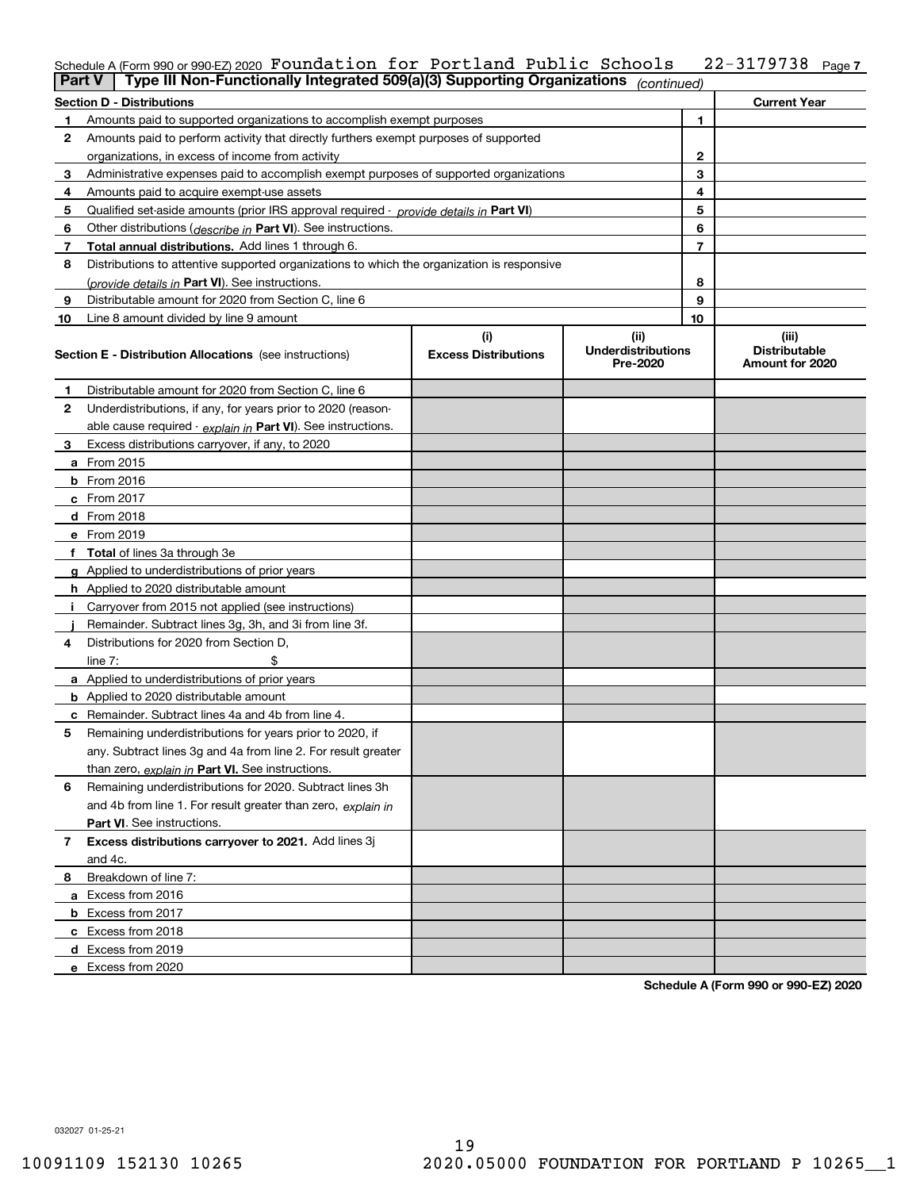Schedule A (Form 990 or 990-EZ) 2020 Foundation for Portland Public Schools 22-3179738 Page 7

**Part V Type III Non-Functionally Integrated 509(a)(3) Supporting Organizations** *(continued)*

| **Section D - Distributions** | | | **Current Year** |
|---|---|---|---|
| 1 | Amounts paid to supported organizations to accomplish exempt purposes | 1 | |
| 2 | Amounts paid to perform activity that directly furthers exempt purposes of supported organizations, in excess of income from activity | 2 | |
| 3 | Administrative expenses paid to accomplish exempt purposes of supported organizations | 3 | |
| 4 | Amounts paid to acquire exempt-use assets | 4 | |
| 5 | Qualified set-aside amounts (prior IRS approval required - *provide details in* **Part VI**) | 5 | |
| 6 | Other distributions (*describe in* **Part VI**). See instructions. | 6 | |
| 7 | **Total annual distributions.** Add lines 1 through 6. | 7 | |
| 8 | Distributions to attentive supported organizations to which the organization is responsive (*provide details in* **Part VI**). See instructions. | 8 | |
| 9 | Distributable amount for 2020 from Section C, line 6 | 9 | |
| 10 | Line 8 amount divided by line 9 amount | 10 | |

| **Section E - Distribution Allocations** (see instructions) | (i) **Excess Distributions** | (ii) **Underdistributions Pre-2020** | (iii) **Distributable Amount for 2020** |
|---|---|---|---|
| **1** Distributable amount for 2020 from Section C, line 6 | | | |
| **2** Underdistributions, if any, for years prior to 2020 (reasonable cause required - *explain in* **Part VI**). See instructions. | | | |
| **3** Excess distributions carryover, if any, to 2020 | | | |
| **a** From 2015 | | | |
| **b** From 2016 | | | |
| **c** From 2017 | | | |
| **d** From 2018 | | | |
| **e** From 2019 | | | |
| **f Total** of lines 3a through 3e | | | |
| **g** Applied to underdistributions of prior years | | | |
| **h** Applied to 2020 distributable amount | | | |
| **i** Carryover from 2015 not applied (see instructions) | | | |
| **j** Remainder. Subtract lines 3g, 3h, and 3i from line 3f. | | | |
| **4** Distributions for 2020 from Section D, line 7: $ | | | |
| **a** Applied to underdistributions of prior years | | | |
| **b** Applied to 2020 distributable amount | | | |
| **c** Remainder. Subtract lines 4a and 4b from line 4. | | | |
| **5** Remaining underdistributions for years prior to 2020, if any. Subtract lines 3g and 4a from line 2. For result greater than zero, *explain in* **Part VI.** See instructions. | | | |
| **6** Remaining underdistributions for 2020. Subtract lines 3h and 4b from line 1. For result greater than zero, *explain in* **Part VI**. See instructions. | | | |
| **7 Excess distributions carryover to 2021.** Add lines 3j and 4c. | | | |
| **8** Breakdown of line 7: | | | |
| **a** Excess from 2016 | | | |
| **b** Excess from 2017 | | | |
| **c** Excess from 2018 | | | |
| **d** Excess from 2019 | | | |
| **e** Excess from 2020 | | | |

**Schedule A (Form 990 or 990-EZ) 2020**

032027 01-25-21

10091109 152130 10265 2020.05000 FOUNDATION FOR PORTLAND P 10265__1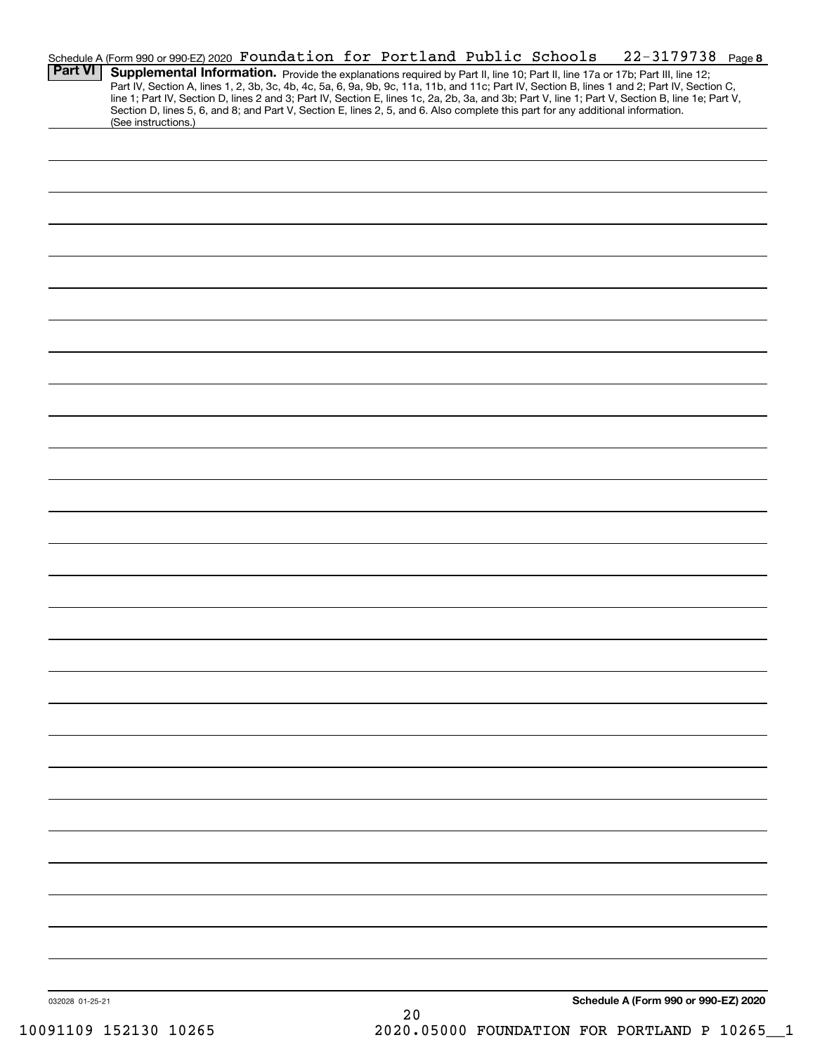Schedule A (Form 990 or 990-EZ) 2020 Foundation for Portland Public Schools 22-3179738 Page 8

## Part VI Supplemental Information.

Provide the explanations required by Part II, line 10; Part II, line 17a or 17b; Part III, line 12; Part IV, Section A, lines 1, 2, 3b, 3c, 4b, 4c, 5a, 6, 9a, 9b, 9c, 11a, 11b, and 11c; Part IV, Section B, lines 1 and 2; Part IV, Section C, line 1; Part IV, Section D, lines 2 and 3; Part IV, Section E, lines 1c, 2a, 2b, 3a, and 3b; Part V, line 1; Part V, Section B, line 1e; Part V, Section D, lines 5, 6, and 8; and Part V, Section E, lines 2, 5, and 6. Also complete this part for any additional information. (See instructions.)

032028 01-25-21

**Schedule A (Form 990 or 990-EZ) 2020**

10091109 152130 10265 2020.05000 FOUNDATION FOR PORTLAND P 10265__1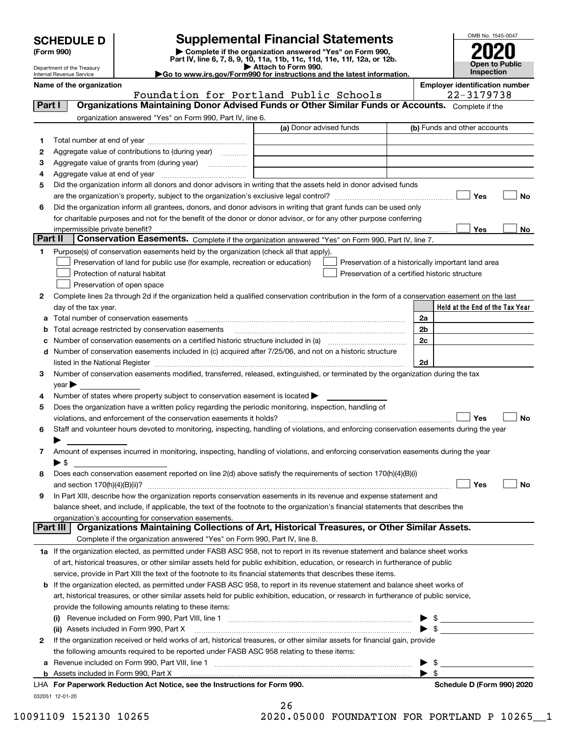# SCHEDULE D (Form 990)

Department of the Treasury
Internal Revenue Service

## Supplemental Financial Statements

▶ Complete if the organization answered "Yes" on Form 990, Part IV, line 6, 7, 8, 9, 10, 11a, 11b, 11c, 11d, 11e, 11f, 12a, or 12b.
▶ Attach to Form 990.
▶Go to www.irs.gov/Form990 for instructions and the latest information.

OMB No. 1545-0047

**2020**

**Open to Public Inspection**

**Name of the organization:** Foundation for Portland Public Schools

**Employer identification number:** 22-3179738

## Part I — Organizations Maintaining Donor Advised Funds or Other Similar Funds or Accounts.

Complete if the organization answered "Yes" on Form 990, Part IV, line 6.

| | | (a) Donor advised funds | (b) Funds and other accounts |
|---|---|---|---|
| 1 | Total number at end of year | | |
| 2 | Aggregate value of contributions to (during year) | | |
| 3 | Aggregate value of grants from (during year) | | |
| 4 | Aggregate value at end of year | | |

5 Did the organization inform all donors and donor advisors in writing that the assets held in donor advised funds are the organization's property, subject to the organization's exclusive legal control? ☐ Yes ☐ No

6 Did the organization inform all grantees, donors, and donor advisors in writing that grant funds can be used only for charitable purposes and not for the benefit of the donor or donor advisor, or for any other purpose conferring impermissible private benefit? ☐ Yes ☐ No

## Part II — Conservation Easements.

Complete if the organization answered "Yes" on Form 990, Part IV, line 7.

1 Purpose(s) of conservation easements held by the organization (check all that apply).

- ☐ Preservation of land for public use (for example, recreation or education)
- ☐ Protection of natural habitat
- ☐ Preservation of open space
- ☐ Preservation of a historically important land area
- ☐ Preservation of a certified historic structure

2 Complete lines 2a through 2d if the organization held a qualified conservation contribution in the form of a conservation easement on the last day of the tax year.

| | | | Held at the End of the Tax Year |
|---|---|---|---|
| a | Total number of conservation easements | 2a | |
| b | Total acreage restricted by conservation easements | 2b | |
| c | Number of conservation easements on a certified historic structure included in (a) | 2c | |
| d | Number of conservation easements included in (c) acquired after 7/25/06, and not on a historic structure listed in the National Register | 2d | |

3 Number of conservation easements modified, transferred, released, extinguished, or terminated by the organization during the tax year ▶

4 Number of states where property subject to conservation easement is located ▶

5 Does the organization have a written policy regarding the periodic monitoring, inspection, handling of violations, and enforcement of the conservation easements it holds? ☐ Yes ☐ No

6 Staff and volunteer hours devoted to monitoring, inspecting, handling of violations, and enforcing conservation easements during the year ▶

7 Amount of expenses incurred in monitoring, inspecting, handling of violations, and enforcing conservation easements during the year ▶ $

8 Does each conservation easement reported on line 2(d) above satisfy the requirements of section 170(h)(4)(B)(i) and section 170(h)(4)(B)(ii)? ☐ Yes ☐ No

9 In Part XIII, describe how the organization reports conservation easements in its revenue and expense statement and balance sheet, and include, if applicable, the text of the footnote to the organization's financial statements that describes the organization's accounting for conservation easements.

## Part III — Organizations Maintaining Collections of Art, Historical Treasures, or Other Similar Assets.

Complete if the organization answered "Yes" on Form 990, Part IV, line 8.

1a If the organization elected, as permitted under FASB ASC 958, not to report in its revenue statement and balance sheet works of art, historical treasures, or other similar assets held for public exhibition, education, or research in furtherance of public service, provide in Part XIII the text of the footnote to its financial statements that describes these items.

b If the organization elected, as permitted under FASB ASC 958, to report in its revenue statement and balance sheet works of art, historical treasures, or other similar assets held for public exhibition, education, or research in furtherance of public service, provide the following amounts relating to these items:

(i) Revenue included on Form 990, Part VIII, line 1 ▶ $

(ii) Assets included in Form 990, Part X ▶ $

2 If the organization received or held works of art, historical treasures, or other similar assets for financial gain, provide the following amounts required to be reported under FASB ASC 958 relating to these items:

a Revenue included on Form 990, Part VIII, line 1 ▶ $

b Assets included in Form 990, Part X ▶ $

LHA For Paperwork Reduction Act Notice, see the Instructions for Form 990. — Schedule D (Form 990) 2020

032051 12-01-20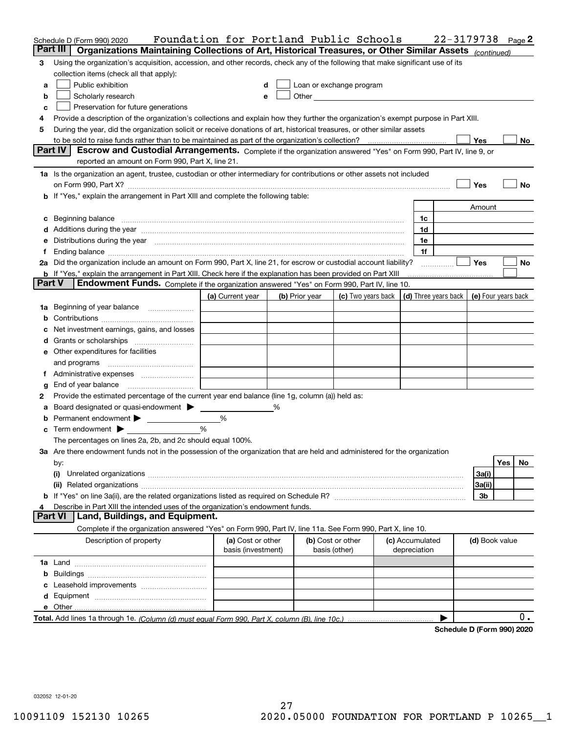Schedule D (Form 990) 2020 Foundation for Portland Public Schools 22-3179738 Page 2

**Part III** **Organizations Maintaining Collections of Art, Historical Treasures, or Other Similar Assets** *(continued)*

3 Using the organization's acquisition, accession, and other records, check any of the following that make significant use of its collection items (check all that apply):

a ☐ Public exhibition
b ☐ Scholarly research
c ☐ Preservation for future generations
d ☐ Loan or exchange program
e ☐ Other

4 Provide a description of the organization's collections and explain how they further the organization's exempt purpose in Part XIII.

5 During the year, did the organization solicit or receive donations of art, historical treasures, or other similar assets to be sold to raise funds rather than to be maintained as part of the organization's collection? ☐ Yes ☐ No

**Part IV** **Escrow and Custodial Arrangements.** Complete if the organization answered "Yes" on Form 990, Part IV, line 9, or reported an amount on Form 990, Part X, line 21.

1a Is the organization an agent, trustee, custodian or other intermediary for contributions or other assets not included on Form 990, Part X? ☐ Yes ☐ No

b If "Yes," explain the arrangement in Part XIII and complete the following table:

| | | Amount |
|---|---|---|
| c Beginning balance | 1c | |
| d Additions during the year | 1d | |
| e Distributions during the year | 1e | |
| f Ending balance | 1f | |

2a Did the organization include an amount on Form 990, Part X, line 21, for escrow or custodial account liability? ☐ Yes ☐ No

b If "Yes," explain the arrangement in Part XIII. Check here if the explanation has been provided on Part XIII ☐

**Part V** **Endowment Funds.** Complete if the organization answered "Yes" on Form 990, Part IV, line 10.

| | (a) Current year | (b) Prior year | (c) Two years back | (d) Three years back | (e) Four years back |
|---|---|---|---|---|---|
| 1a Beginning of year balance | | | | | |
| b Contributions | | | | | |
| c Net investment earnings, gains, and losses | | | | | |
| d Grants or scholarships | | | | | |
| e Other expenditures for facilities and programs | | | | | |
| f Administrative expenses | | | | | |
| g End of year balance | | | | | |

2 Provide the estimated percentage of the current year end balance (line 1g, column (a)) held as:

a Board designated or quasi-endowment ▶ %
b Permanent endowment ▶ %
c Term endowment ▶ %

The percentages on lines 2a, 2b, and 2c should equal 100%.

3a Are there endowment funds not in the possession of the organization that are held and administered for the organization by:

| | | Yes | No |
|---|---|---|---|
| (i) Unrelated organizations | 3a(i) | | |
| (ii) Related organizations | 3a(ii) | | |
| b If "Yes" on line 3a(ii), are the related organizations listed as required on Schedule R? | 3b | | |

4 Describe in Part XIII the intended uses of the organization's endowment funds.

**Part VI** **Land, Buildings, and Equipment.**

Complete if the organization answered "Yes" on Form 990, Part IV, line 11a. See Form 990, Part X, line 10.

| Description of property | (a) Cost or other basis (investment) | (b) Cost or other basis (other) | (c) Accumulated depreciation | (d) Book value |
|---|---|---|---|---|
| 1a Land | | | | |
| b Buildings | | | | |
| c Leasehold improvements | | | | |
| d Equipment | | | | |
| e Other | | | | |
| **Total.** Add lines 1a through 1e. *(Column (d) must equal Form 990, Part X, column (B), line 10c.)* | | | | 0. |

**Schedule D (Form 990) 2020**

032052 12-01-20

10091109 152130 10265 2020.05000 FOUNDATION FOR PORTLAND P 10265__1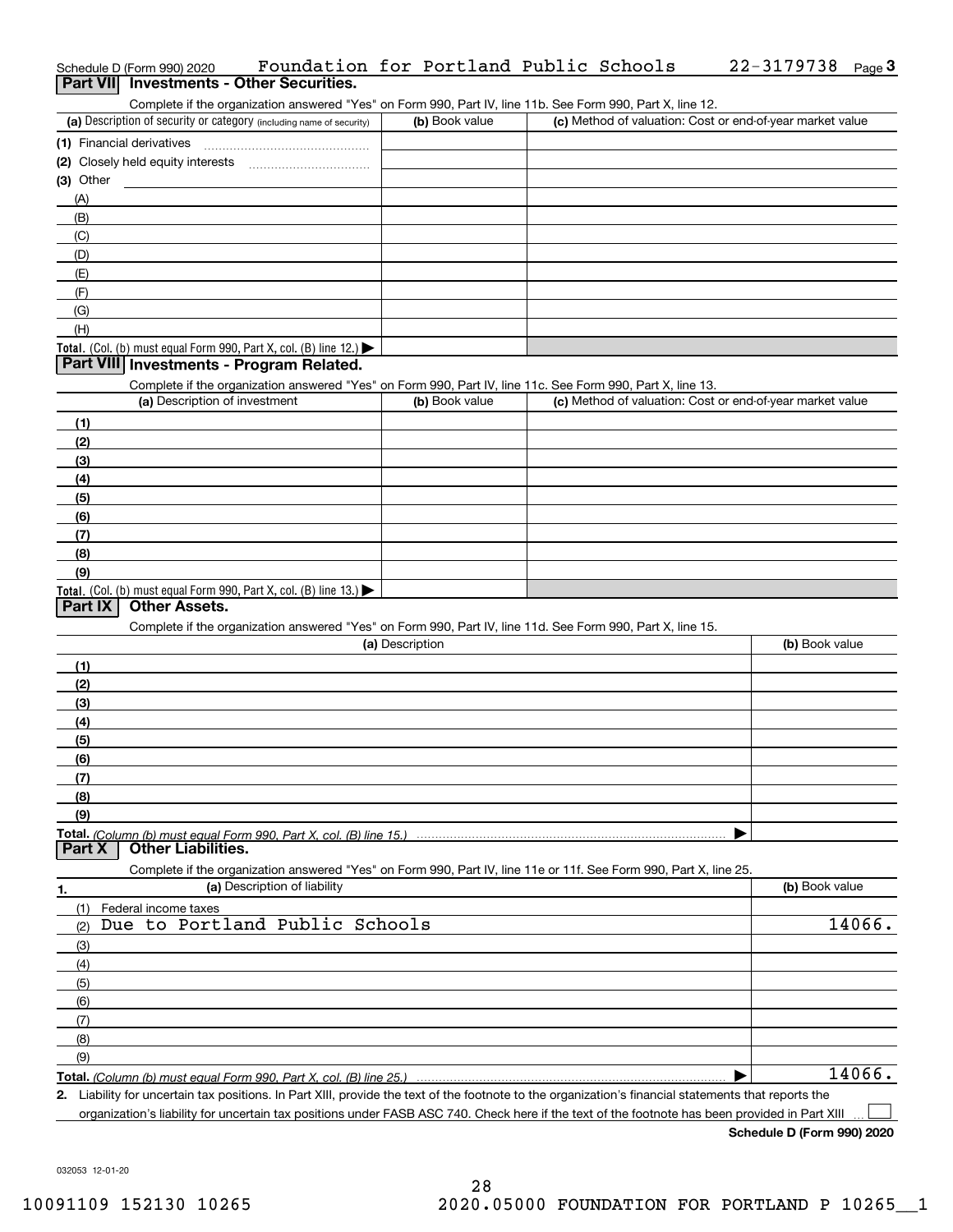Schedule D (Form 990) 2020 Foundation for Portland Public Schools 22-3179738 Page 3

## Part VII Investments - Other Securities.

Complete if the organization answered "Yes" on Form 990, Part IV, line 11b. See Form 990, Part X, line 12.

| (a) Description of security or category (including name of security) | (b) Book value | (c) Method of valuation: Cost or end-of-year market value |
|---|---|---|
| (1) Financial derivatives | | |
| (2) Closely held equity interests | | |
| (3) Other | | |
| (A) | | |
| (B) | | |
| (C) | | |
| (D) | | |
| (E) | | |
| (F) | | |
| (G) | | |
| (H) | | |
| **Total.** (Col. (b) must equal Form 990, Part X, col. (B) line 12.) ▶ | | |

## Part VIII Investments - Program Related.

Complete if the organization answered "Yes" on Form 990, Part IV, line 11c. See Form 990, Part X, line 13.

| (a) Description of investment | (b) Book value | (c) Method of valuation: Cost or end-of-year market value |
|---|---|---|
| (1) | | |
| (2) | | |
| (3) | | |
| (4) | | |
| (5) | | |
| (6) | | |
| (7) | | |
| (8) | | |
| (9) | | |
| **Total.** (Col. (b) must equal Form 990, Part X, col. (B) line 13.) ▶ | | |

## Part IX Other Assets.

Complete if the organization answered "Yes" on Form 990, Part IV, line 11d. See Form 990, Part X, line 15.

| (a) Description | (b) Book value |
|---|---|
| (1) | |
| (2) | |
| (3) | |
| (4) | |
| (5) | |
| (6) | |
| (7) | |
| (8) | |
| (9) | |
| **Total.** *(Column (b) must equal Form 990, Part X, col. (B) line 15.)* ▶ | |

## Part X Other Liabilities.

Complete if the organization answered "Yes" on Form 990, Part IV, line 11e or 11f. See Form 990, Part X, line 25.

| 1. (a) Description of liability | (b) Book value |
|---|---|
| (1) Federal income taxes | |
| (2) Due to Portland Public Schools | 14066. |
| (3) | |
| (4) | |
| (5) | |
| (6) | |
| (7) | |
| (8) | |
| (9) | |
| **Total.** *(Column (b) must equal Form 990, Part X, col. (B) line 25.)* ▶ | 14066. |

**2.** Liability for uncertain tax positions. In Part XIII, provide the text of the footnote to the organization's financial statements that reports the organization's liability for uncertain tax positions under FASB ASC 740. Check here if the text of the footnote has been provided in Part XIII ☐

**Schedule D (Form 990) 2020**

032053 12-01-20

10091109 152130 10265 2020.05000 FOUNDATION FOR PORTLAND P 10265__1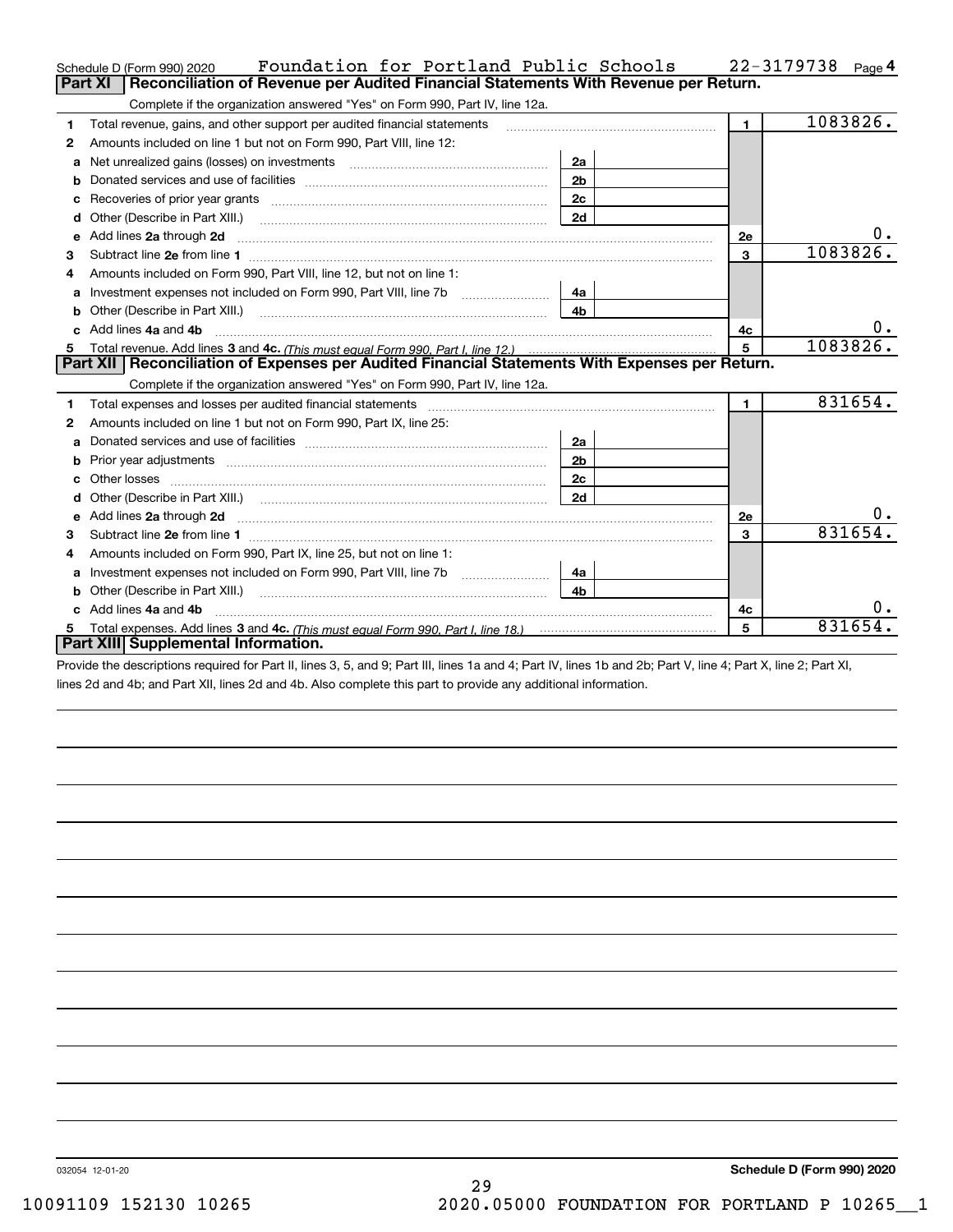Schedule D (Form 990) 2020 Foundation for Portland Public Schools 22-3179738 Page 4

## Part XI Reconciliation of Revenue per Audited Financial Statements With Revenue per Return.

Complete if the organization answered "Yes" on Form 990, Part IV, line 12a.

| | | | | | |
|---|---|---|---|---|---|
| 1 | Total revenue, gains, and other support per audited financial statements | | | 1 | 1083826. |
| 2 | Amounts included on line 1 but not on Form 990, Part VIII, line 12: | | | | |
| a | Net unrealized gains (losses) on investments | 2a | | | |
| b | Donated services and use of facilities | 2b | | | |
| c | Recoveries of prior year grants | 2c | | | |
| d | Other (Describe in Part XIII.) | 2d | | | |
| e | Add lines 2a through 2d | | | 2e | 0. |
| 3 | Subtract line 2e from line 1 | | | 3 | 1083826. |
| 4 | Amounts included on Form 990, Part VIII, line 12, but not on line 1: | | | | |
| a | Investment expenses not included on Form 990, Part VIII, line 7b | 4a | | | |
| b | Other (Describe in Part XIII.) | 4b | | | |
| c | Add lines 4a and 4b | | | 4c | 0. |
| 5 | Total revenue. Add lines 3 and 4c. *(This must equal Form 990, Part I, line 12.)* | | | 5 | 1083826. |

## Part XII Reconciliation of Expenses per Audited Financial Statements With Expenses per Return.

Complete if the organization answered "Yes" on Form 990, Part IV, line 12a.

| | | | | | |
|---|---|---|---|---|---|
| 1 | Total expenses and losses per audited financial statements | | | 1 | 831654. |
| 2 | Amounts included on line 1 but not on Form 990, Part IX, line 25: | | | | |
| a | Donated services and use of facilities | 2a | | | |
| b | Prior year adjustments | 2b | | | |
| c | Other losses | 2c | | | |
| d | Other (Describe in Part XIII.) | 2d | | | |
| e | Add lines 2a through 2d | | | 2e | 0. |
| 3 | Subtract line 2e from line 1 | | | 3 | 831654. |
| 4 | Amounts included on Form 990, Part IX, line 25, but not on line 1: | | | | |
| a | Investment expenses not included on Form 990, Part VIII, line 7b | 4a | | | |
| b | Other (Describe in Part XIII.) | 4b | | | |
| c | Add lines 4a and 4b | | | 4c | 0. |
| 5 | Total expenses. Add lines 3 and 4c. *(This must equal Form 990, Part I, line 18.)* | | | 5 | 831654. |

## Part XIII Supplemental Information.

Provide the descriptions required for Part II, lines 3, 5, and 9; Part III, lines 1a and 4; Part IV, lines 1b and 2b; Part V, line 4; Part X, line 2; Part XI, lines 2d and 4b; and Part XII, lines 2d and 4b. Also complete this part to provide any additional information.

032054 12-01-20 **Schedule D (Form 990) 2020**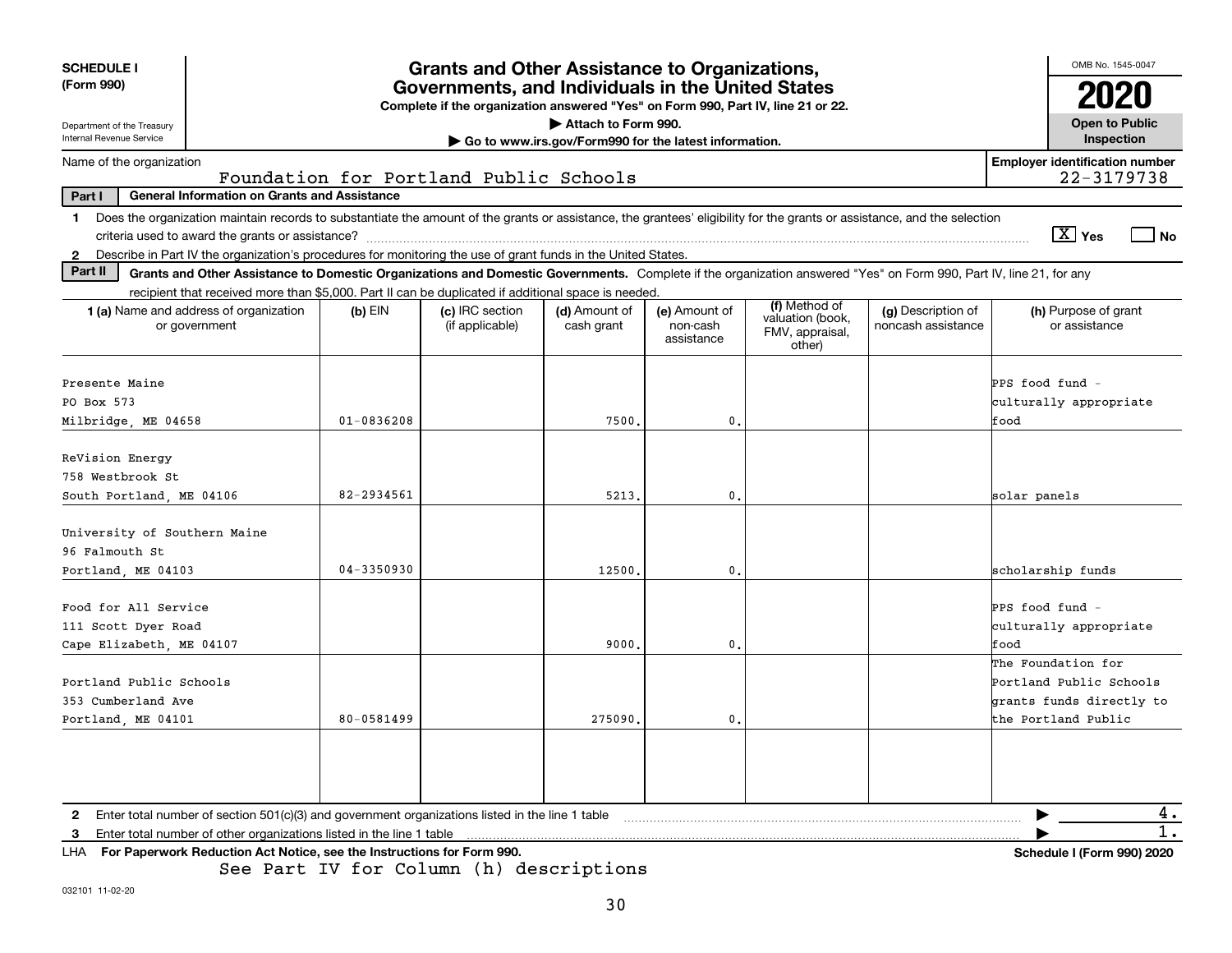**SCHEDULE I**
**(Form 990)**

Department of the Treasury
Internal Revenue Service

# Grants and Other Assistance to Organizations, Governments, and Individuals in the United States

**Complete if the organization answered "Yes" on Form 990, Part IV, line 21 or 22.**
**▶ Attach to Form 990.**
**▶ Go to www.irs.gov/Form990 for the latest information.**

OMB No. 1545-0047
**2020**
**Open to Public Inspection**

Name of the organization: Foundation for Portland Public Schools

**Employer identification number:** 22-3179738

**Part I — General Information on Grants and Assistance**

1 Does the organization maintain records to substantiate the amount of the grants or assistance, the grantees' eligibility for the grants or assistance, and the selection criteria used to award the grants or assistance? [X] Yes [ ] No

2 Describe in Part IV the organization's procedures for monitoring the use of grant funds in the United States.

**Part II — Grants and Other Assistance to Domestic Organizations and Domestic Governments.** Complete if the organization answered "Yes" on Form 990, Part IV, line 21, for any recipient that received more than $5,000. Part II can be duplicated if additional space is needed.

| 1 (a) Name and address of organization or government | (b) EIN | (c) IRC section (if applicable) | (d) Amount of cash grant | (e) Amount of non-cash assistance | (f) Method of valuation (book, FMV, appraisal, other) | (g) Description of noncash assistance | (h) Purpose of grant or assistance |
|---|---|---|---|---|---|---|---|
| Presente Maine<br>PO Box 573<br>Milbridge, ME 04658 | 01-0836208 | | 7500. | 0. | | | PPS food fund - culturally appropriate food |
| ReVision Energy<br>758 Westbrook St<br>South Portland, ME 04106 | 82-2934561 | | 5213. | 0. | | | solar panels |
| University of Southern Maine<br>96 Falmouth St<br>Portland, ME 04103 | 04-3350930 | | 12500. | 0. | | | scholarship funds |
| Food for All Service<br>111 Scott Dyer Road<br>Cape Elizabeth, ME 04107 | | | 9000. | 0. | | | PPS food fund - culturally appropriate food |
| Portland Public Schools<br>353 Cumberland Ave<br>Portland, ME 04101 | 80-0581499 | | 275090. | 0. | | | The Foundation for Portland Public Schools grants funds directly to the Portland Public |

2 Enter total number of section 501(c)(3) and government organizations listed in the line 1 table ▶ 4.

3 Enter total number of other organizations listed in the line 1 table ▶ 1.

LHA **For Paperwork Reduction Act Notice, see the Instructions for Form 990.** **Schedule I (Form 990) 2020**

See Part IV for Column (h) descriptions

032101 11-02-20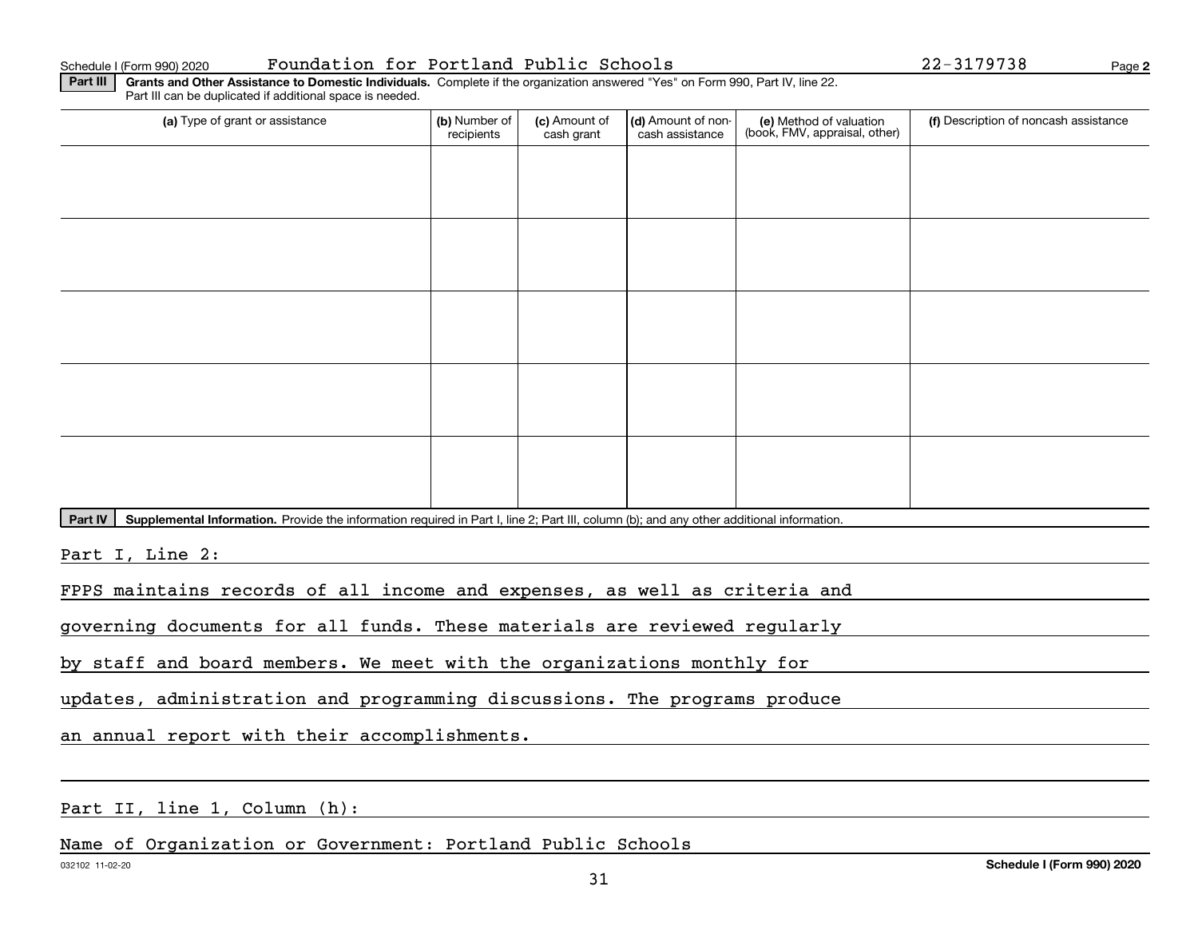Schedule I (Form 990) 2020 Foundation for Portland Public Schools 22-3179738 Page 2

**Part III** **Grants and Other Assistance to Domestic Individuals.** Complete if the organization answered "Yes" on Form 990, Part IV, line 22. Part III can be duplicated if additional space is needed.

| (a) Type of grant or assistance | (b) Number of recipients | (c) Amount of cash grant | (d) Amount of non-cash assistance | (e) Method of valuation (book, FMV, appraisal, other) | (f) Description of noncash assistance |
|---|---|---|---|---|---|
| | | | | | |
| | | | | | |
| | | | | | |
| | | | | | |
| | | | | | |

**Part IV** **Supplemental Information.** Provide the information required in Part I, line 2; Part III, column (b); and any other additional information.

Part I, Line 2:

FPPS maintains records of all income and expenses, as well as criteria and governing documents for all funds. These materials are reviewed regularly by staff and board members. We meet with the organizations monthly for updates, administration and programming discussions. The programs produce an annual report with their accomplishments.

Part II, line 1, Column (h):

Name of Organization or Government: Portland Public Schools

032102 11-02-20 **Schedule I (Form 990) 2020**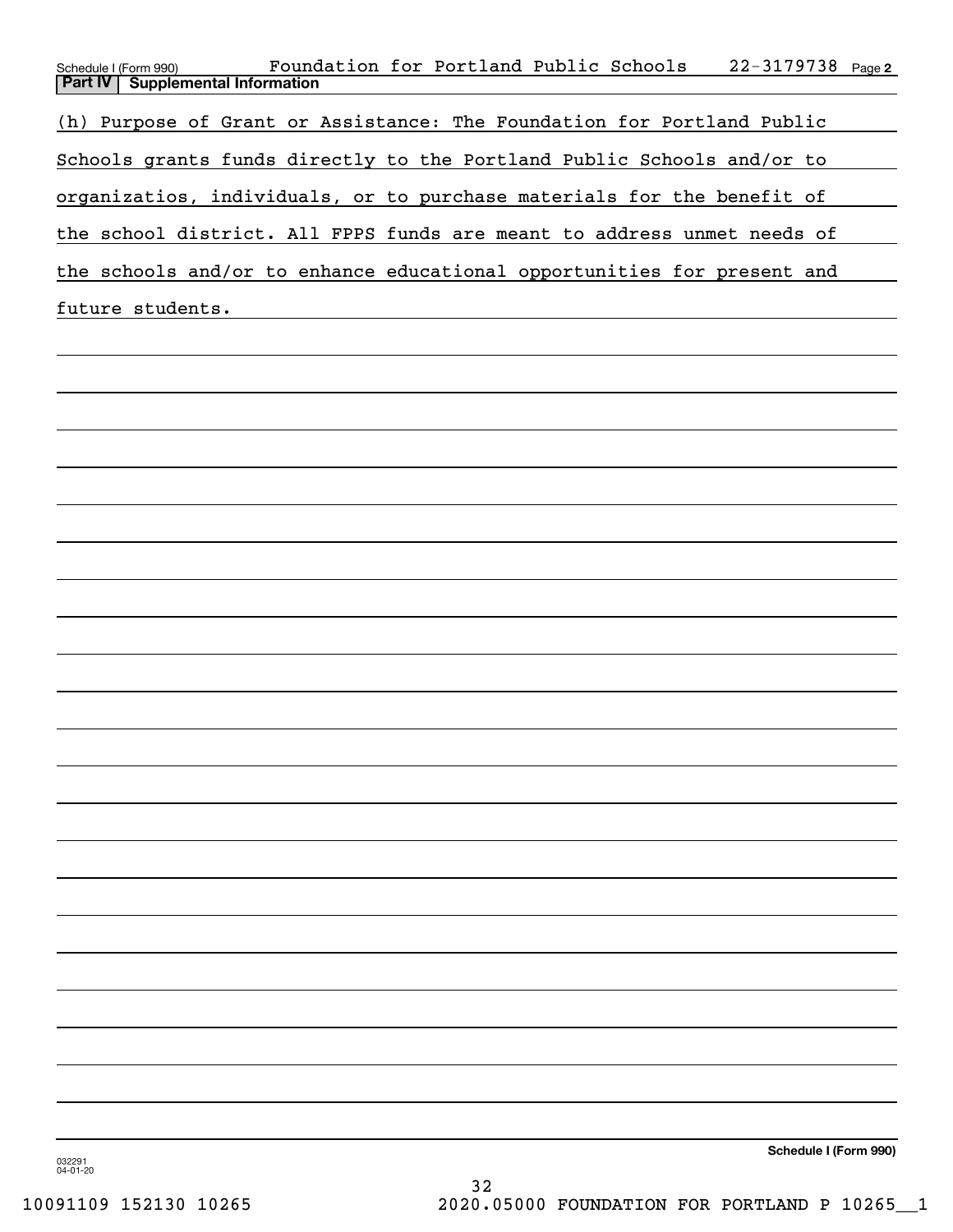Schedule I (Form 990) Foundation for Portland Public Schools 22-3179738 Page 2

## Part IV Supplemental Information

(h) Purpose of Grant or Assistance: The Foundation for Portland Public Schools grants funds directly to the Portland Public Schools and/or to organizatios, individuals, or to purchase materials for the benefit of the school district. All FPPS funds are meant to address unmet needs of the schools and/or to enhance educational opportunities for present and future students.

Schedule I (Form 990)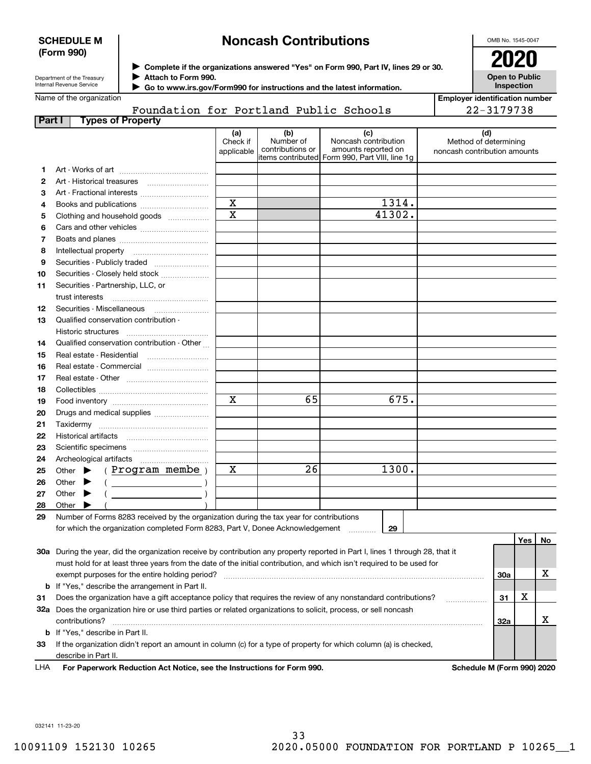**SCHEDULE M (Form 990)**

Department of the Treasury
Internal Revenue Service

# Noncash Contributions

▶ Complete if the organizations answered "Yes" on Form 990, Part IV, lines 29 or 30.
▶ Attach to Form 990.
▶ Go to www.irs.gov/Form990 for instructions and the latest information.

OMB No. 1545-0047

**2020**

**Open to Public Inspection**

Name of the organization: Foundation for Portland Public Schools

Employer identification number: 22-3179738

## Part I Types of Property

| | | (a) Check if applicable | (b) Number of contributions or items contributed | (c) Noncash contribution amounts reported on Form 990, Part VIII, line 1g | (d) Method of determining noncash contribution amounts |
|---|---|---|---|---|---|
| 1 | Art - Works of art | | | | |
| 2 | Art - Historical treasures | | | | |
| 3 | Art - Fractional interests | | | | |
| 4 | Books and publications | X | | 1314. | |
| 5 | Clothing and household goods | X | | 41302. | |
| 6 | Cars and other vehicles | | | | |
| 7 | Boats and planes | | | | |
| 8 | Intellectual property | | | | |
| 9 | Securities - Publicly traded | | | | |
| 10 | Securities - Closely held stock | | | | |
| 11 | Securities - Partnership, LLC, or trust interests | | | | |
| 12 | Securities - Miscellaneous | | | | |
| 13 | Qualified conservation contribution - Historic structures | | | | |
| 14 | Qualified conservation contribution - Other | | | | |
| 15 | Real estate - Residential | | | | |
| 16 | Real estate - Commercial | | | | |
| 17 | Real estate - Other | | | | |
| 18 | Collectibles | | | | |
| 19 | Food inventory | X | 65 | 675. | |
| 20 | Drugs and medical supplies | | | | |
| 21 | Taxidermy | | | | |
| 22 | Historical artifacts | | | | |
| 23 | Scientific specimens | | | | |
| 24 | Archeological artifacts | | | | |
| 25 | Other ▶ ( Program membe ) | X | 26 | 1300. | |
| 26 | Other ▶ ( ) | | | | |
| 27 | Other ▶ ( ) | | | | |
| 28 | Other ▶ ( ) | | | | |

29 Number of Forms 8283 received by the organization during the tax year for contributions for which the organization completed Form 8283, Part V, Donee Acknowledgement .......... **29**

| | | | Yes | No |
|---|---|---|---|---|
| 30a | During the year, did the organization receive by contribution any property reported in Part I, lines 1 through 28, that it must hold for at least three years from the date of the initial contribution, and which isn't required to be used for exempt purposes for the entire holding period? | 30a | | X |
| b | If "Yes," describe the arrangement in Part II. | | | |
| 31 | Does the organization have a gift acceptance policy that requires the review of any nonstandard contributions? | 31 | X | |
| 32a | Does the organization hire or use third parties or related organizations to solicit, process, or sell noncash contributions? | 32a | | X |
| b | If "Yes," describe in Part II. | | | |
| 33 | If the organization didn't report an amount in column (c) for a type of property for which column (a) is checked, describe in Part II. | | | |

LHA **For Paperwork Reduction Act Notice, see the Instructions for Form 990.** **Schedule M (Form 990) 2020**

032141 11-23-20

10091109 152130 10265 2020.05000 FOUNDATION FOR PORTLAND P 10265__1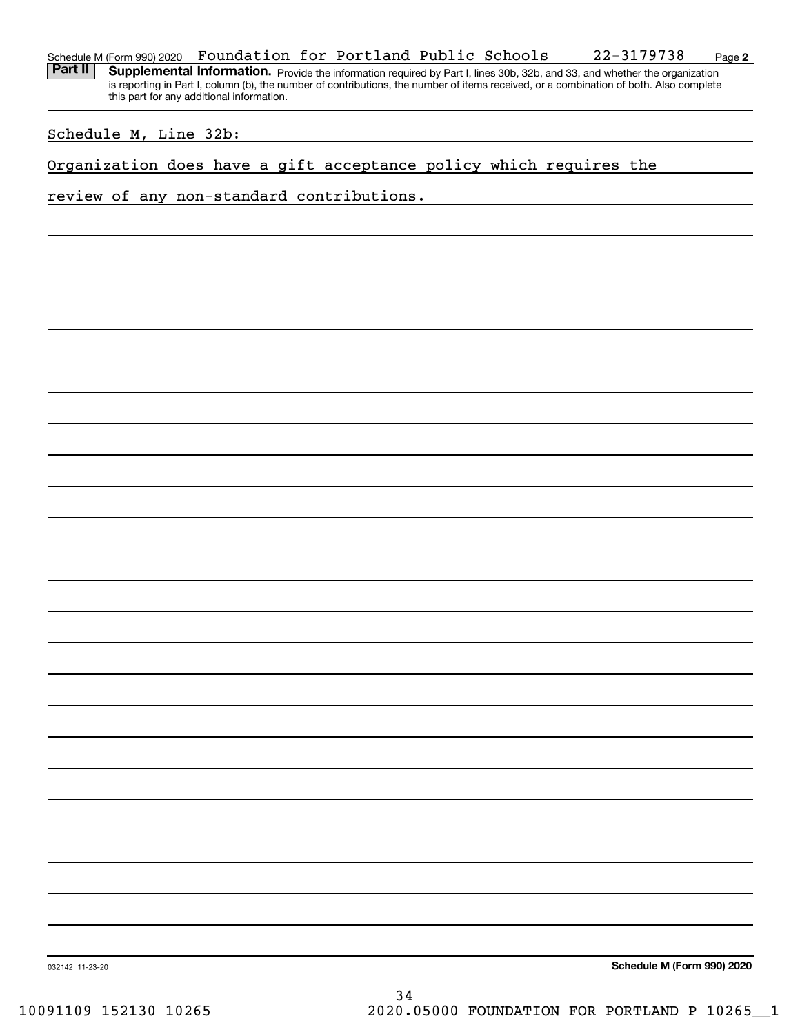Schedule M (Form 990) 2020 Foundation for Portland Public Schools 22-3179738 Page 2

**Part II** **Supplemental Information.** Provide the information required by Part I, lines 30b, 32b, and 33, and whether the organization is reporting in Part I, column (b), the number of contributions, the number of items received, or a combination of both. Also complete this part for any additional information.

Schedule M, Line 32b:

Organization does have a gift acceptance policy which requires the review of any non-standard contributions.

032142 11-23-20 **Schedule M (Form 990) 2020**

10091109 152130 10265 2020.05000 FOUNDATION FOR PORTLAND P 10265__1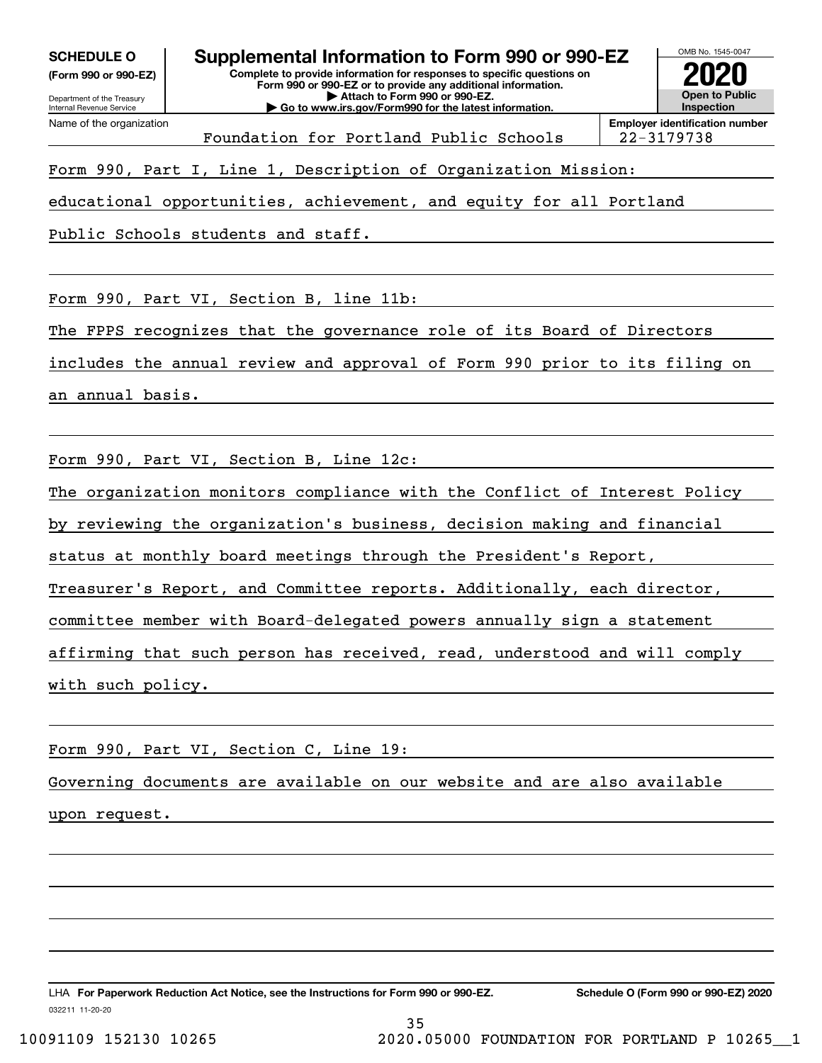**SCHEDULE O**
**(Form 990 or 990-EZ)**

Department of the Treasury
Internal Revenue Service

# Supplemental Information to Form 990 or 990-EZ

**Complete to provide information for responses to specific questions on Form 990 or 990-EZ or to provide any additional information.**
**▶ Attach to Form 990 or 990-EZ.**
**▶ Go to www.irs.gov/Form990 for the latest information.**

OMB No. 1545-0047
**2020**
**Open to Public Inspection**

| Name of the organization | Employer identification number |
|---|---|
| Foundation for Portland Public Schools | 22-3179738 |

Form 990, Part I, Line 1, Description of Organization Mission:

educational opportunities, achievement, and equity for all Portland Public Schools students and staff.

Form 990, Part VI, Section B, line 11b:

The FPPS recognizes that the governance role of its Board of Directors includes the annual review and approval of Form 990 prior to its filing on an annual basis.

Form 990, Part VI, Section B, Line 12c:

The organization monitors compliance with the Conflict of Interest Policy by reviewing the organization's business, decision making and financial status at monthly board meetings through the President's Report, Treasurer's Report, and Committee reports. Additionally, each director, committee member with Board-delegated powers annually sign a statement affirming that such person has received, read, understood and will comply with such policy.

Form 990, Part VI, Section C, Line 19:

Governing documents are available on our website and are also available upon request.

LHA **For Paperwork Reduction Act Notice, see the Instructions for Form 990 or 990-EZ.** **Schedule O (Form 990 or 990-EZ) 2020**
032211 11-20-20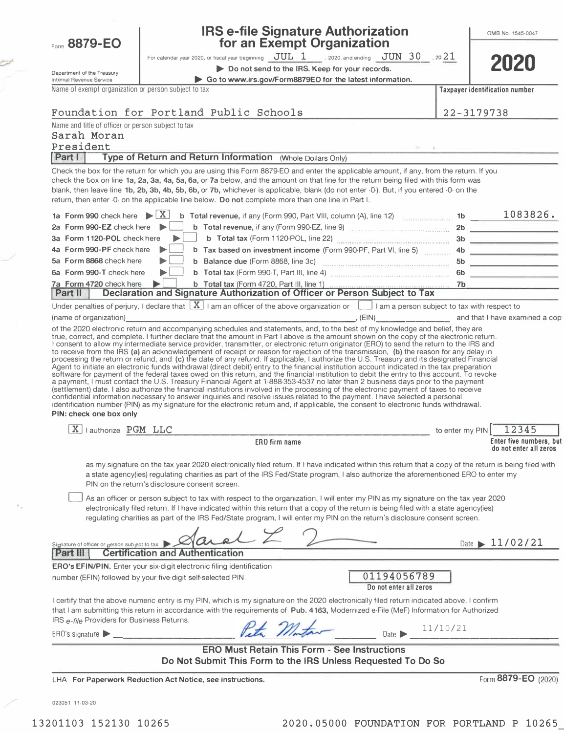Form **8879-EO**

Department of the Treasury
Internal Revenue Service

# IRS e-file Signature Authorization for an Exempt Organization

For calendar year 2020, or fiscal year beginning JUL 1, 2020, and ending JUN 30, 20 21

▶ Do not send to the IRS. Keep for your records.

▶ Go to www.irs.gov/Form8879EO for the latest information.

OMB No. 1545-0047

**2020**

Name of exempt organization or person subject to tax: Foundation for Portland Public Schools

Taxpayer identification number: 22-3179738

Name and title of officer or person subject to tax: Sarah Moran, President

## Part I — Type of Return and Return Information (Whole Dollars Only)

Check the box for the return for which you are using this Form 8879-EO and enter the applicable amount, if any, from the return. If you check the box on line **1a, 2a, 3a, 4a, 5a, 6a,** or **7a** below, and the amount on that line for the return being filed with this form was blank, then leave line **1b, 2b, 3b, 4b, 5b, 6b,** or **7b**, whichever is applicable, blank (do not enter -0-). But, if you entered -0- on the return, then enter -0- on the applicable line below. **Do not** complete more than one line in Part I.

| | | | | |
|---|---|---|---|---|
| **1a** Form 990 check here ▶ [X] | **b** Total revenue, if any (Form 990, Part VIII, column (A), line 12) | **1b** | 1083826. |
| **2a** Form 990-EZ check here ▶ [ ] | **b** Total revenue, if any (Form 990-EZ, line 9) | **2b** | |
| **3a** Form 1120-POL check here ▶ [ ] | **b** Total tax (Form 1120-POL, line 22) | **3b** | |
| **4a** Form 990-PF check here ▶ [ ] | **b** Tax based on investment income (Form 990-PF, Part VI, line 5) | **4b** | |
| **5a** Form 8868 check here ▶ [ ] | **b** Balance due (Form 8868, line 3c) | **5b** | |
| **6a** Form 990-T check here ▶ [ ] | **b** Total tax (Form 990-T, Part III, line 4) | **6b** | |
| **7a** Form 4720 check here ▶ [ ] | **b** Total tax (Form 4720, Part III, line 1) | **7b** | |

## Part II — Declaration and Signature Authorization of Officer or Person Subject to Tax

Under penalties of perjury, I declare that [X] I am an officer of the above organization or [ ] I am a person subject to tax with respect to (name of organization) \_\_\_\_\_\_\_\_\_\_\_\_, (EIN) \_\_\_\_\_\_\_\_ and that I have examined a copy of the 2020 electronic return and accompanying schedules and statements, and, to the best of my knowledge and belief, they are true, correct, and complete. I further declare that the amount in Part I above is the amount shown on the copy of the electronic return. I consent to allow my intermediate service provider, transmitter, or electronic return originator (ERO) to send the return to the IRS and to receive from the IRS **(a)** an acknowledgement of receipt or reason for rejection of the transmission, **(b)** the reason for any delay in processing the return or refund, and **(c)** the date of any refund. If applicable, I authorize the U.S. Treasury and its designated Financial Agent to initiate an electronic funds withdrawal (direct debit) entry to the financial institution account indicated in the tax preparation software for payment of the federal taxes owed on this return, and the financial institution to debit the entry to this account. To revoke a payment, I must contact the U.S. Treasury Financial Agent at 1-888-353-4537 no later than 2 business days prior to the payment (settlement) date. I also authorize the financial institutions involved in the processing of the electronic payment of taxes to receive confidential information necessary to answer inquiries and resolve issues related to the payment. I have selected a personal identification number (PIN) as my signature for the electronic return and, if applicable, the consent to electronic funds withdrawal.

**PIN: check one box only**

[X] I authorize PGM LLC (ERO firm name) to enter my PIN 12345 (Enter five numbers, but do not enter all zeros) as my signature on the tax year 2020 electronically filed return. If I have indicated within this return that a copy of the return is being filed with a state agency(ies) regulating charities as part of the IRS Fed/State program, I also authorize the aforementioned ERO to enter my PIN on the return's disclosure consent screen.

[ ] As an officer or person subject to tax with respect to the organization, I will enter my PIN as my signature on the tax year 2020 electronically filed return. If I have indicated within this return that a copy of the return is being filed with a state agency(ies) regulating charities as part of the IRS Fed/State program, I will enter my PIN on the return's disclosure consent screen.

Signature of officer or person subject to tax ▶ Sarah L ___ Date ▶ 11/02/21

## Part III — Certification and Authentication

**ERO's EFIN/PIN.** Enter your six-digit electronic filing identification number (EFIN) followed by your five-digit self-selected PIN. 01194056789 (Do not enter all zeros)

I certify that the above numeric entry is my PIN, which is my signature on the 2020 electronically filed return indicated above. I confirm that I am submitting this return in accordance with the requirements of **Pub. 4163,** Modernized e-File (MeF) Information for Authorized IRS *e-file* Providers for Business Returns.

ERO's signature ▶ Pete Mustar Date ▶ 11/10/21

**ERO Must Retain This Form - See Instructions**
**Do Not Submit This Form to the IRS Unless Requested To Do So**

LHA **For Paperwork Reduction Act Notice, see instructions.** Form **8879-EO** (2020)

023051 11-03-20

13201103 152130 10265 2020.05000 FOUNDATION FOR PORTLAND P 10265_